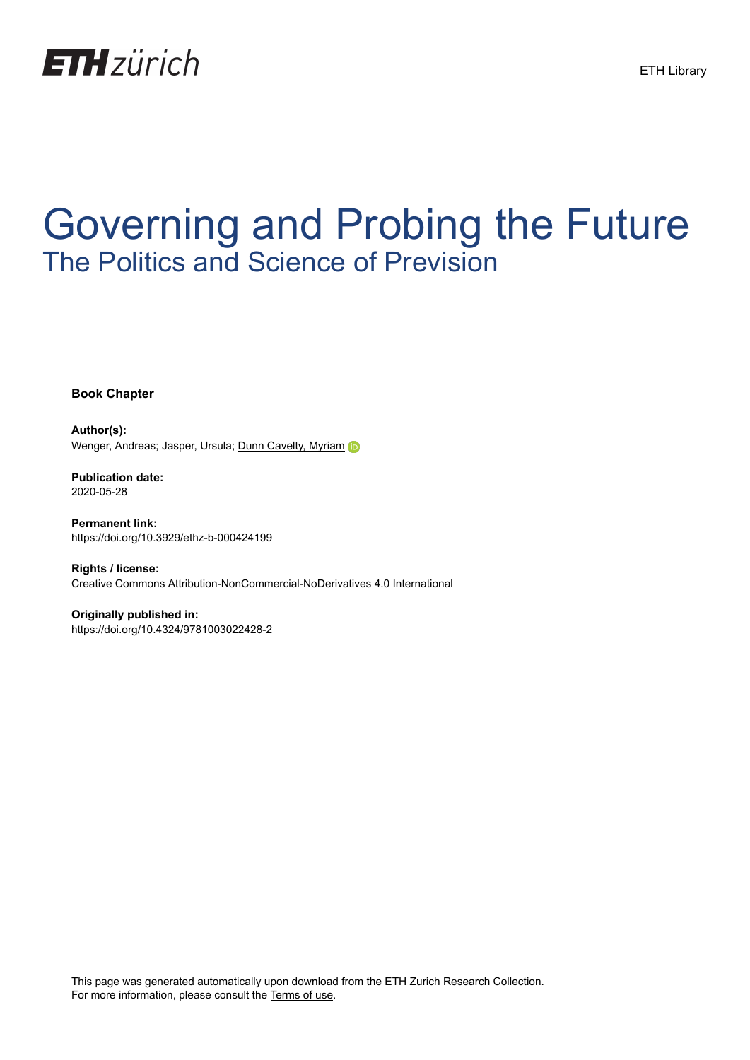ETH zürich

ETH Library

# Governing and Probing the Future

## The Politics and Science of Prevision

**Book Chapter**

**Author(s):**
Wenger, Andreas; Jasper, Ursula; Dunn Cavelty, Myriam

**Publication date:**
2020-05-28

**Permanent link:**
https://doi.org/10.3929/ethz-b-000424199

**Rights / license:**
Creative Commons Attribution-NonCommercial-NoDerivatives 4.0 International

**Originally published in:**
https://doi.org/10.4324/9781003022428-2

This page was generated automatically upon download from the ETH Zurich Research Collection.
For more information, please consult the Terms of use.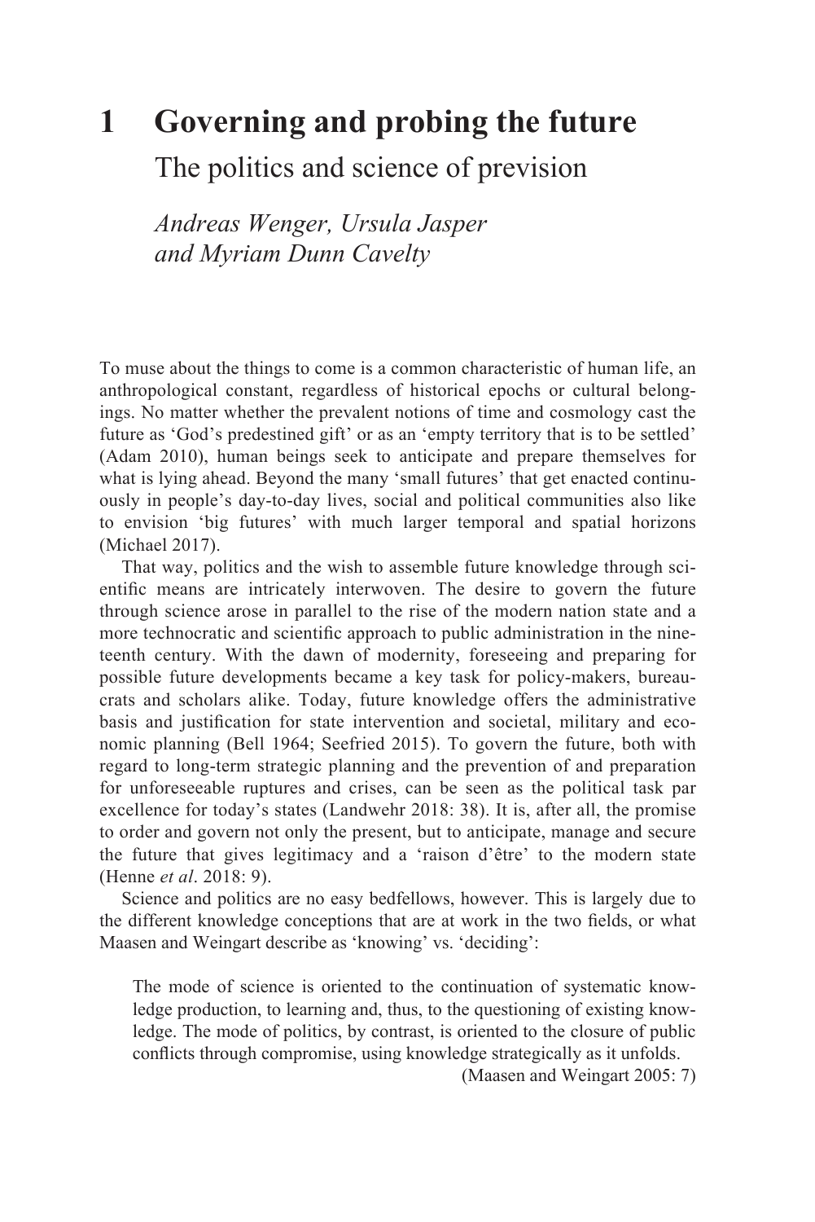# 1 Governing and probing the future

## The politics and science of prevision

*Andreas Wenger, Ursula Jasper and Myriam Dunn Cavelty*

To muse about the things to come is a common characteristic of human life, an anthropological constant, regardless of historical epochs or cultural belongings. No matter whether the prevalent notions of time and cosmology cast the future as 'God's predestined gift' or as an 'empty territory that is to be settled' (Adam 2010), human beings seek to anticipate and prepare themselves for what is lying ahead. Beyond the many 'small futures' that get enacted continuously in people's day-to-day lives, social and political communities also like to envision 'big futures' with much larger temporal and spatial horizons (Michael 2017).

That way, politics and the wish to assemble future knowledge through scientific means are intricately interwoven. The desire to govern the future through science arose in parallel to the rise of the modern nation state and a more technocratic and scientific approach to public administration in the nineteenth century. With the dawn of modernity, foreseeing and preparing for possible future developments became a key task for policy-makers, bureaucrats and scholars alike. Today, future knowledge offers the administrative basis and justification for state intervention and societal, military and economic planning (Bell 1964; Seefried 2015). To govern the future, both with regard to long-term strategic planning and the prevention of and preparation for unforeseeable ruptures and crises, can be seen as the political task par excellence for today's states (Landwehr 2018: 38). It is, after all, the promise to order and govern not only the present, but to anticipate, manage and secure the future that gives legitimacy and a 'raison d'être' to the modern state (Henne *et al*. 2018: 9).

Science and politics are no easy bedfellows, however. This is largely due to the different knowledge conceptions that are at work in the two fields, or what Maasen and Weingart describe as 'knowing' vs. 'deciding':

> The mode of science is oriented to the continuation of systematic knowledge production, to learning and, thus, to the questioning of existing knowledge. The mode of politics, by contrast, is oriented to the closure of public conflicts through compromise, using knowledge strategically as it unfolds.
>
> (Maasen and Weingart 2005: 7)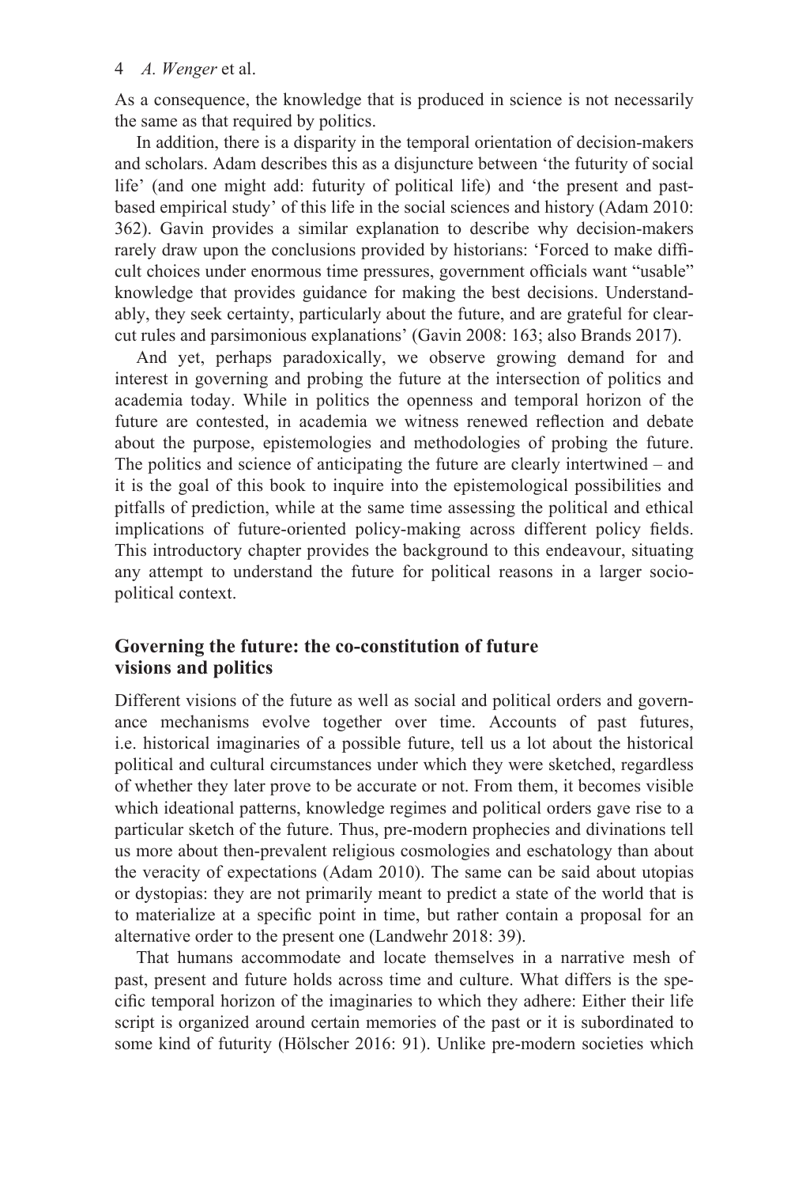As a consequence, the knowledge that is produced in science is not necessarily the same as that required by politics.

In addition, there is a disparity in the temporal orientation of decision-makers and scholars. Adam describes this as a disjuncture between 'the futurity of social life' (and one might add: futurity of political life) and 'the present and past-based empirical study' of this life in the social sciences and history (Adam 2010: 362). Gavin provides a similar explanation to describe why decision-makers rarely draw upon the conclusions provided by historians: 'Forced to make difficult choices under enormous time pressures, government officials want "usable" knowledge that provides guidance for making the best decisions. Understandably, they seek certainty, particularly about the future, and are grateful for clear-cut rules and parsimonious explanations' (Gavin 2008: 163; also Brands 2017).

And yet, perhaps paradoxically, we observe growing demand for and interest in governing and probing the future at the intersection of politics and academia today. While in politics the openness and temporal horizon of the future are contested, in academia we witness renewed reflection and debate about the purpose, epistemologies and methodologies of probing the future. The politics and science of anticipating the future are clearly intertwined – and it is the goal of this book to inquire into the epistemological possibilities and pitfalls of prediction, while at the same time assessing the political and ethical implications of future-oriented policy-making across different policy fields. This introductory chapter provides the background to this endeavour, situating any attempt to understand the future for political reasons in a larger socio-political context.

## Governing the future: the co-constitution of future visions and politics

Different visions of the future as well as social and political orders and governance mechanisms evolve together over time. Accounts of past futures, i.e. historical imaginaries of a possible future, tell us a lot about the historical political and cultural circumstances under which they were sketched, regardless of whether they later prove to be accurate or not. From them, it becomes visible which ideational patterns, knowledge regimes and political orders gave rise to a particular sketch of the future. Thus, pre-modern prophecies and divinations tell us more about then-prevalent religious cosmologies and eschatology than about the veracity of expectations (Adam 2010). The same can be said about utopias or dystopias: they are not primarily meant to predict a state of the world that is to materialize at a specific point in time, but rather contain a proposal for an alternative order to the present one (Landwehr 2018: 39).

That humans accommodate and locate themselves in a narrative mesh of past, present and future holds across time and culture. What differs is the specific temporal horizon of the imaginaries to which they adhere: Either their life script is organized around certain memories of the past or it is subordinated to some kind of futurity (Hölscher 2016: 91). Unlike pre-modern societies which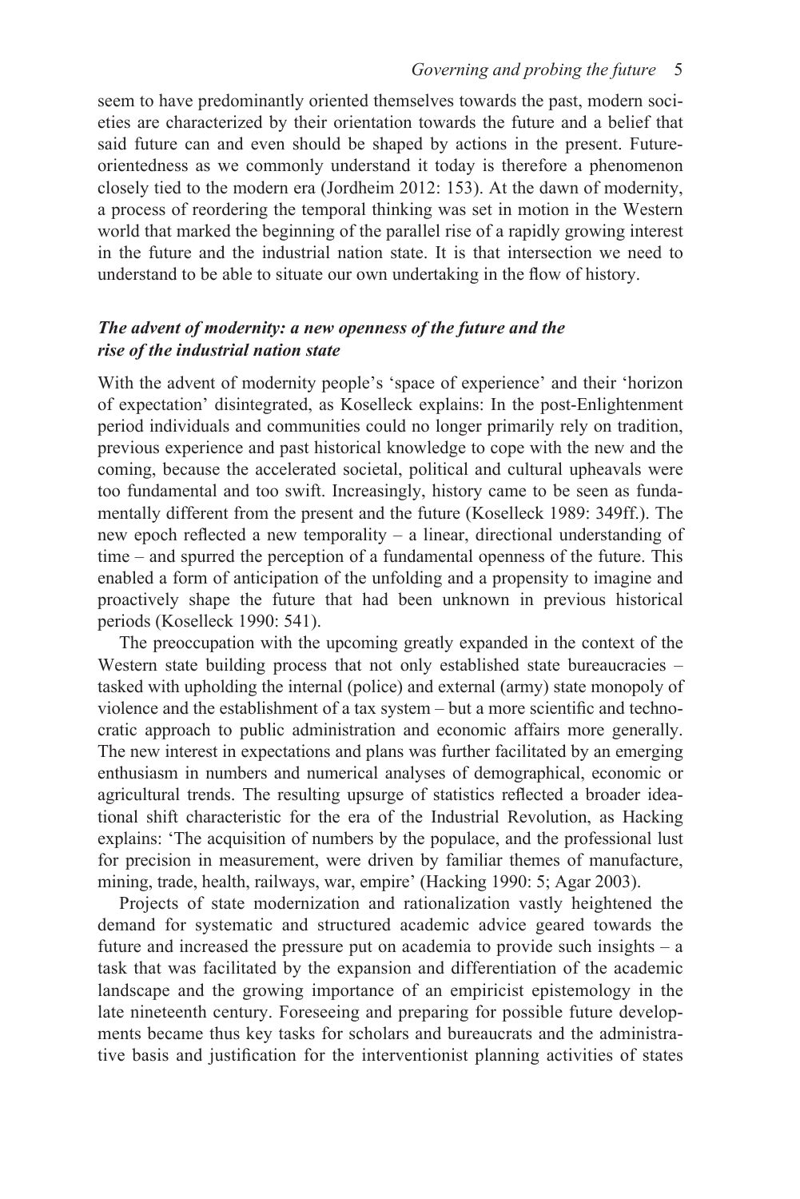seem to have predominantly oriented themselves towards the past, modern societies are characterized by their orientation towards the future and a belief that said future can and even should be shaped by actions in the present. Future-orientedness as we commonly understand it today is therefore a phenomenon closely tied to the modern era (Jordheim 2012: 153). At the dawn of modernity, a process of reordering the temporal thinking was set in motion in the Western world that marked the beginning of the parallel rise of a rapidly growing interest in the future and the industrial nation state. It is that intersection we need to understand to be able to situate our own undertaking in the flow of history.

### *The advent of modernity: a new openness of the future and the rise of the industrial nation state*

With the advent of modernity people's 'space of experience' and their 'horizon of expectation' disintegrated, as Koselleck explains: In the post-Enlightenment period individuals and communities could no longer primarily rely on tradition, previous experience and past historical knowledge to cope with the new and the coming, because the accelerated societal, political and cultural upheavals were too fundamental and too swift. Increasingly, history came to be seen as fundamentally different from the present and the future (Koselleck 1989: 349ff.). The new epoch reflected a new temporality – a linear, directional understanding of time – and spurred the perception of a fundamental openness of the future. This enabled a form of anticipation of the unfolding and a propensity to imagine and proactively shape the future that had been unknown in previous historical periods (Koselleck 1990: 541).

The preoccupation with the upcoming greatly expanded in the context of the Western state building process that not only established state bureaucracies – tasked with upholding the internal (police) and external (army) state monopoly of violence and the establishment of a tax system – but a more scientific and technocratic approach to public administration and economic affairs more generally. The new interest in expectations and plans was further facilitated by an emerging enthusiasm in numbers and numerical analyses of demographical, economic or agricultural trends. The resulting upsurge of statistics reflected a broader ideational shift characteristic for the era of the Industrial Revolution, as Hacking explains: 'The acquisition of numbers by the populace, and the professional lust for precision in measurement, were driven by familiar themes of manufacture, mining, trade, health, railways, war, empire' (Hacking 1990: 5; Agar 2003).

Projects of state modernization and rationalization vastly heightened the demand for systematic and structured academic advice geared towards the future and increased the pressure put on academia to provide such insights – a task that was facilitated by the expansion and differentiation of the academic landscape and the growing importance of an empiricist epistemology in the late nineteenth century. Foreseeing and preparing for possible future developments became thus key tasks for scholars and bureaucrats and the administrative basis and justification for the interventionist planning activities of states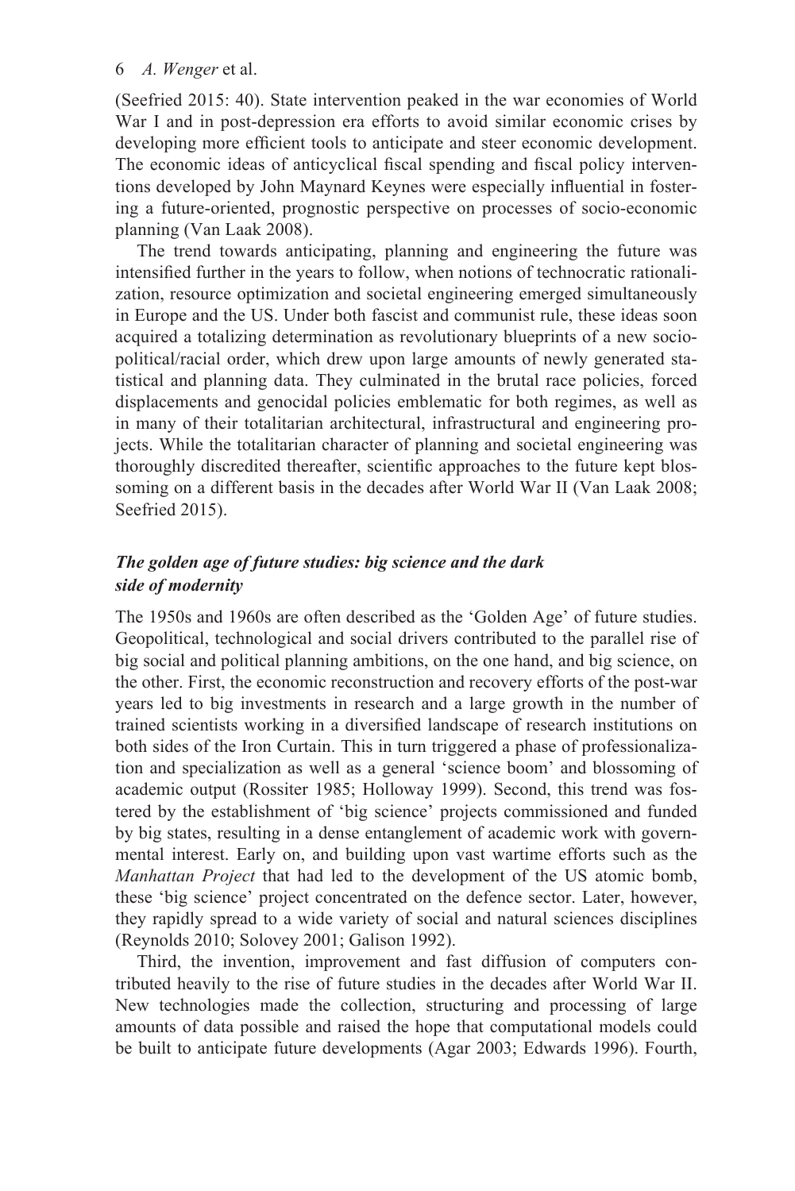(Seefried 2015: 40). State intervention peaked in the war economies of World War I and in post-depression era efforts to avoid similar economic crises by developing more efficient tools to anticipate and steer economic development. The economic ideas of anticyclical fiscal spending and fiscal policy interventions developed by John Maynard Keynes were especially influential in fostering a future-oriented, prognostic perspective on processes of socio-economic planning (Van Laak 2008).

The trend towards anticipating, planning and engineering the future was intensified further in the years to follow, when notions of technocratic rationalization, resource optimization and societal engineering emerged simultaneously in Europe and the US. Under both fascist and communist rule, these ideas soon acquired a totalizing determination as revolutionary blueprints of a new socio-political/racial order, which drew upon large amounts of newly generated statistical and planning data. They culminated in the brutal race policies, forced displacements and genocidal policies emblematic for both regimes, as well as in many of their totalitarian architectural, infrastructural and engineering projects. While the totalitarian character of planning and societal engineering was thoroughly discredited thereafter, scientific approaches to the future kept blossoming on a different basis in the decades after World War II (Van Laak 2008; Seefried 2015).

### *The golden age of future studies: big science and the dark side of modernity*

The 1950s and 1960s are often described as the 'Golden Age' of future studies. Geopolitical, technological and social drivers contributed to the parallel rise of big social and political planning ambitions, on the one hand, and big science, on the other. First, the economic reconstruction and recovery efforts of the post-war years led to big investments in research and a large growth in the number of trained scientists working in a diversified landscape of research institutions on both sides of the Iron Curtain. This in turn triggered a phase of professionalization and specialization as well as a general 'science boom' and blossoming of academic output (Rossiter 1985; Holloway 1999). Second, this trend was fostered by the establishment of 'big science' projects commissioned and funded by big states, resulting in a dense entanglement of academic work with governmental interest. Early on, and building upon vast wartime efforts such as the *Manhattan Project* that had led to the development of the US atomic bomb, these 'big science' project concentrated on the defence sector. Later, however, they rapidly spread to a wide variety of social and natural sciences disciplines (Reynolds 2010; Solovey 2001; Galison 1992).

Third, the invention, improvement and fast diffusion of computers contributed heavily to the rise of future studies in the decades after World War II. New technologies made the collection, structuring and processing of large amounts of data possible and raised the hope that computational models could be built to anticipate future developments (Agar 2003; Edwards 1996). Fourth,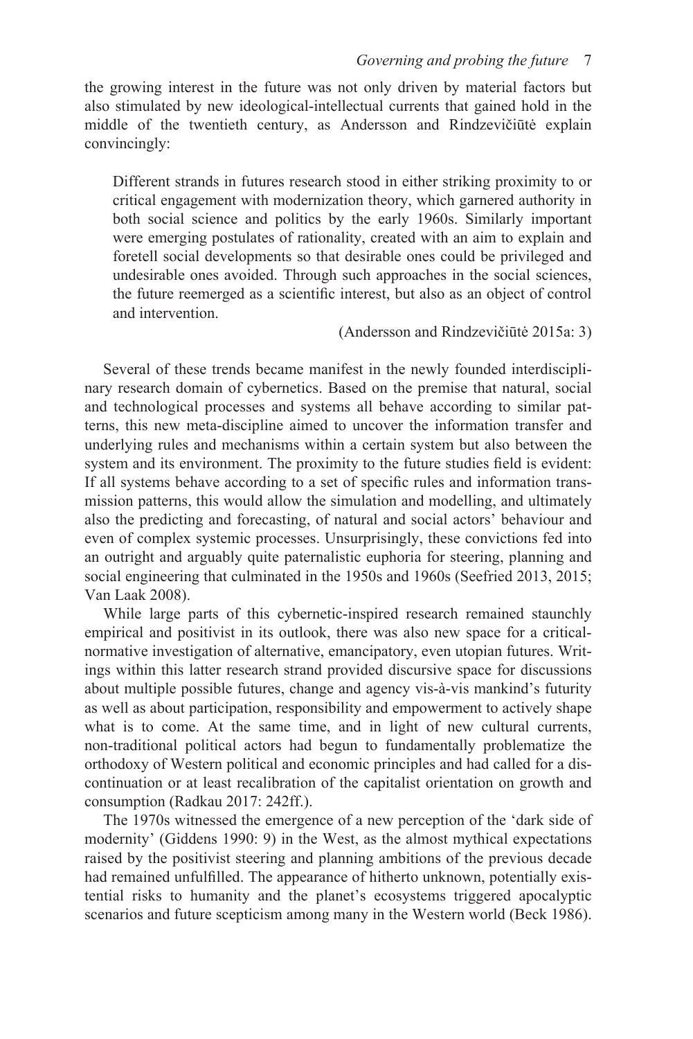the growing interest in the future was not only driven by material factors but also stimulated by new ideological-intellectual currents that gained hold in the middle of the twentieth century, as Andersson and Rindzevičiūtė explain convincingly:

> Different strands in futures research stood in either striking proximity to or critical engagement with modernization theory, which garnered authority in both social science and politics by the early 1960s. Similarly important were emerging postulates of rationality, created with an aim to explain and foretell social developments so that desirable ones could be privileged and undesirable ones avoided. Through such approaches in the social sciences, the future reemerged as a scientific interest, but also as an object of control and intervention.
>
> (Andersson and Rindzevičiūtė 2015a: 3)

Several of these trends became manifest in the newly founded interdisciplinary research domain of cybernetics. Based on the premise that natural, social and technological processes and systems all behave according to similar patterns, this new meta-discipline aimed to uncover the information transfer and underlying rules and mechanisms within a certain system but also between the system and its environment. The proximity to the future studies field is evident: If all systems behave according to a set of specific rules and information transmission patterns, this would allow the simulation and modelling, and ultimately also the predicting and forecasting, of natural and social actors' behaviour and even of complex systemic processes. Unsurprisingly, these convictions fed into an outright and arguably quite paternalistic euphoria for steering, planning and social engineering that culminated in the 1950s and 1960s (Seefried 2013, 2015; Van Laak 2008).

While large parts of this cybernetic-inspired research remained staunchly empirical and positivist in its outlook, there was also new space for a critical-normative investigation of alternative, emancipatory, even utopian futures. Writings within this latter research strand provided discursive space for discussions about multiple possible futures, change and agency vis-à-vis mankind's futurity as well as about participation, responsibility and empowerment to actively shape what is to come. At the same time, and in light of new cultural currents, non-traditional political actors had begun to fundamentally problematize the orthodoxy of Western political and economic principles and had called for a discontinuation or at least recalibration of the capitalist orientation on growth and consumption (Radkau 2017: 242ff.).

The 1970s witnessed the emergence of a new perception of the 'dark side of modernity' (Giddens 1990: 9) in the West, as the almost mythical expectations raised by the positivist steering and planning ambitions of the previous decade had remained unfulfilled. The appearance of hitherto unknown, potentially existential risks to humanity and the planet's ecosystems triggered apocalyptic scenarios and future scepticism among many in the Western world (Beck 1986).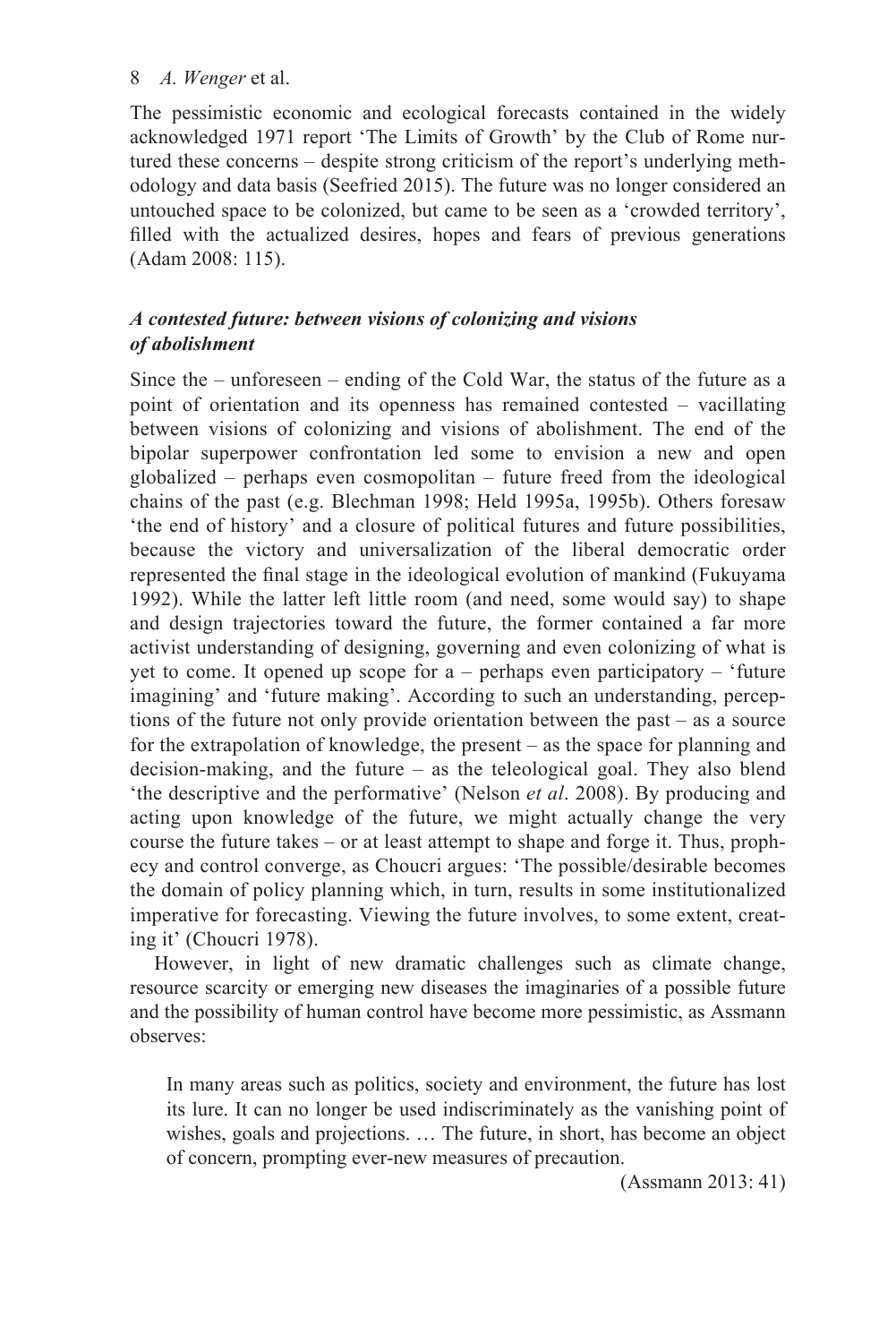The pessimistic economic and ecological forecasts contained in the widely acknowledged 1971 report 'The Limits of Growth' by the Club of Rome nurtured these concerns – despite strong criticism of the report's underlying methodology and data basis (Seefried 2015). The future was no longer considered an untouched space to be colonized, but came to be seen as a 'crowded territory', filled with the actualized desires, hopes and fears of previous generations (Adam 2008: 115).

### *A contested future: between visions of colonizing and visions of abolishment*

Since the – unforeseen – ending of the Cold War, the status of the future as a point of orientation and its openness has remained contested – vacillating between visions of colonizing and visions of abolishment. The end of the bipolar superpower confrontation led some to envision a new and open globalized – perhaps even cosmopolitan – future freed from the ideological chains of the past (e.g. Blechman 1998; Held 1995a, 1995b). Others foresaw 'the end of history' and a closure of political futures and future possibilities, because the victory and universalization of the liberal democratic order represented the final stage in the ideological evolution of mankind (Fukuyama 1992). While the latter left little room (and need, some would say) to shape and design trajectories toward the future, the former contained a far more activist understanding of designing, governing and even colonizing of what is yet to come. It opened up scope for a – perhaps even participatory – 'future imagining' and 'future making'. According to such an understanding, perceptions of the future not only provide orientation between the past – as a source for the extrapolation of knowledge, the present – as the space for planning and decision-making, and the future – as the teleological goal. They also blend 'the descriptive and the performative' (Nelson *et al*. 2008). By producing and acting upon knowledge of the future, we might actually change the very course the future takes – or at least attempt to shape and forge it. Thus, prophecy and control converge, as Choucri argues: 'The possible/desirable becomes the domain of policy planning which, in turn, results in some institutionalized imperative for forecasting. Viewing the future involves, to some extent, creating it' (Choucri 1978).

However, in light of new dramatic challenges such as climate change, resource scarcity or emerging new diseases the imaginaries of a possible future and the possibility of human control have become more pessimistic, as Assmann observes:

> In many areas such as politics, society and environment, the future has lost its lure. It can no longer be used indiscriminately as the vanishing point of wishes, goals and projections. … The future, in short, has become an object of concern, prompting ever-new measures of precaution.
>
> (Assmann 2013: 41)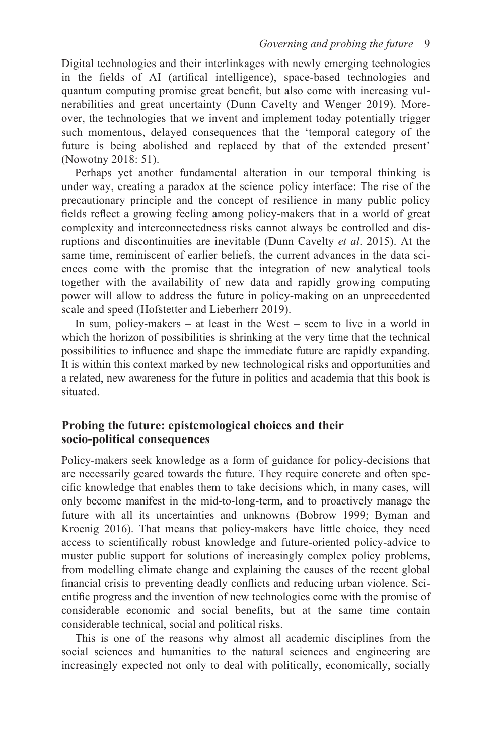Digital technologies and their interlinkages with newly emerging technologies in the fields of AI (artifical intelligence), space-based technologies and quantum computing promise great benefit, but also come with increasing vulnerabilities and great uncertainty (Dunn Cavelty and Wenger 2019). Moreover, the technologies that we invent and implement today potentially trigger such momentous, delayed consequences that the 'temporal category of the future is being abolished and replaced by that of the extended present' (Nowotny 2018: 51).

Perhaps yet another fundamental alteration in our temporal thinking is under way, creating a paradox at the science–policy interface: The rise of the precautionary principle and the concept of resilience in many public policy fields reflect a growing feeling among policy-makers that in a world of great complexity and interconnectedness risks cannot always be controlled and disruptions and discontinuities are inevitable (Dunn Cavelty *et al*. 2015). At the same time, reminiscent of earlier beliefs, the current advances in the data sciences come with the promise that the integration of new analytical tools together with the availability of new data and rapidly growing computing power will allow to address the future in policy-making on an unprecedented scale and speed (Hofstetter and Lieberherr 2019).

In sum, policy-makers – at least in the West – seem to live in a world in which the horizon of possibilities is shrinking at the very time that the technical possibilities to influence and shape the immediate future are rapidly expanding. It is within this context marked by new technological risks and opportunities and a related, new awareness for the future in politics and academia that this book is situated.

## Probing the future: epistemological choices and their socio-political consequences

Policy-makers seek knowledge as a form of guidance for policy-decisions that are necessarily geared towards the future. They require concrete and often specific knowledge that enables them to take decisions which, in many cases, will only become manifest in the mid-to-long-term, and to proactively manage the future with all its uncertainties and unknowns (Bobrow 1999; Byman and Kroenig 2016). That means that policy-makers have little choice, they need access to scientifically robust knowledge and future-oriented policy-advice to muster public support for solutions of increasingly complex policy problems, from modelling climate change and explaining the causes of the recent global financial crisis to preventing deadly conflicts and reducing urban violence. Scientific progress and the invention of new technologies come with the promise of considerable economic and social benefits, but at the same time contain considerable technical, social and political risks.

This is one of the reasons why almost all academic disciplines from the social sciences and humanities to the natural sciences and engineering are increasingly expected not only to deal with politically, economically, socially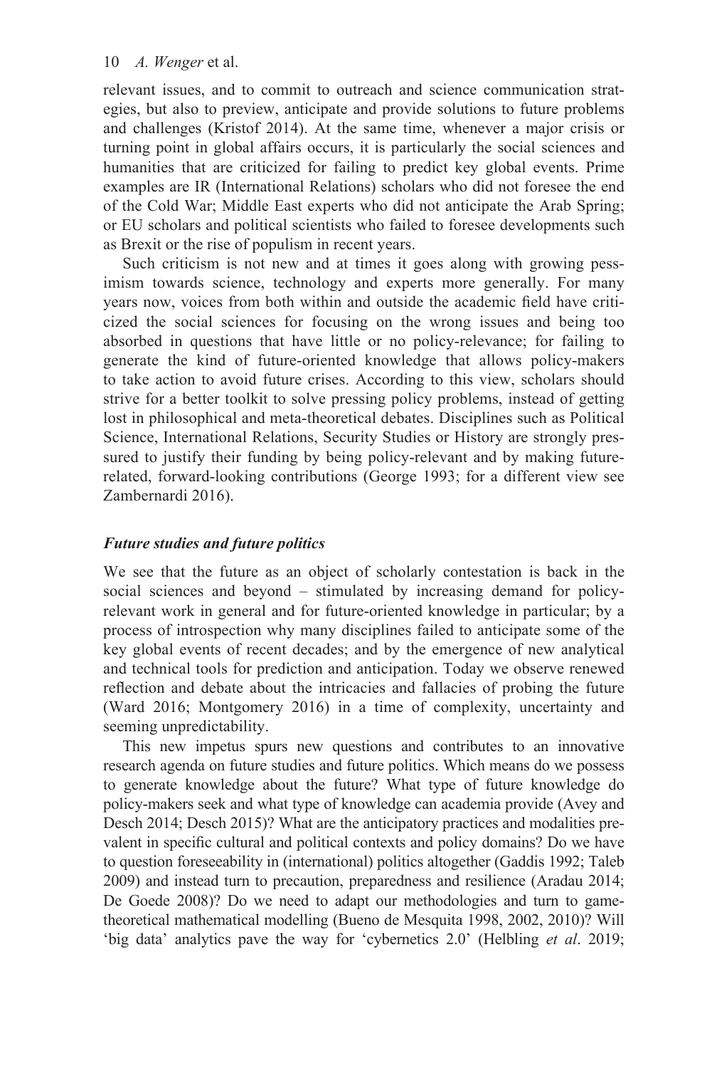relevant issues, and to commit to outreach and science communication strategies, but also to preview, anticipate and provide solutions to future problems and challenges (Kristof 2014). At the same time, whenever a major crisis or turning point in global affairs occurs, it is particularly the social sciences and humanities that are criticized for failing to predict key global events. Prime examples are IR (International Relations) scholars who did not foresee the end of the Cold War; Middle East experts who did not anticipate the Arab Spring; or EU scholars and political scientists who failed to foresee developments such as Brexit or the rise of populism in recent years.

Such criticism is not new and at times it goes along with growing pessimism towards science, technology and experts more generally. For many years now, voices from both within and outside the academic field have criticized the social sciences for focusing on the wrong issues and being too absorbed in questions that have little or no policy-relevance; for failing to generate the kind of future-oriented knowledge that allows policy-makers to take action to avoid future crises. According to this view, scholars should strive for a better toolkit to solve pressing policy problems, instead of getting lost in philosophical and meta-theoretical debates. Disciplines such as Political Science, International Relations, Security Studies or History are strongly pressured to justify their funding by being policy-relevant and by making future-related, forward-looking contributions (George 1993; for a different view see Zambernardi 2016).

### *Future studies and future politics*

We see that the future as an object of scholarly contestation is back in the social sciences and beyond – stimulated by increasing demand for policy-relevant work in general and for future-oriented knowledge in particular; by a process of introspection why many disciplines failed to anticipate some of the key global events of recent decades; and by the emergence of new analytical and technical tools for prediction and anticipation. Today we observe renewed reflection and debate about the intricacies and fallacies of probing the future (Ward 2016; Montgomery 2016) in a time of complexity, uncertainty and seeming unpredictability.

This new impetus spurs new questions and contributes to an innovative research agenda on future studies and future politics. Which means do we possess to generate knowledge about the future? What type of future knowledge do policy-makers seek and what type of knowledge can academia provide (Avey and Desch 2014; Desch 2015)? What are the anticipatory practices and modalities prevalent in specific cultural and political contexts and policy domains? Do we have to question foreseeability in (international) politics altogether (Gaddis 1992; Taleb 2009) and instead turn to precaution, preparedness and resilience (Aradau 2014; De Goede 2008)? Do we need to adapt our methodologies and turn to game-theoretical mathematical modelling (Bueno de Mesquita 1998, 2002, 2010)? Will 'big data' analytics pave the way for 'cybernetics 2.0' (Helbling *et al*. 2019;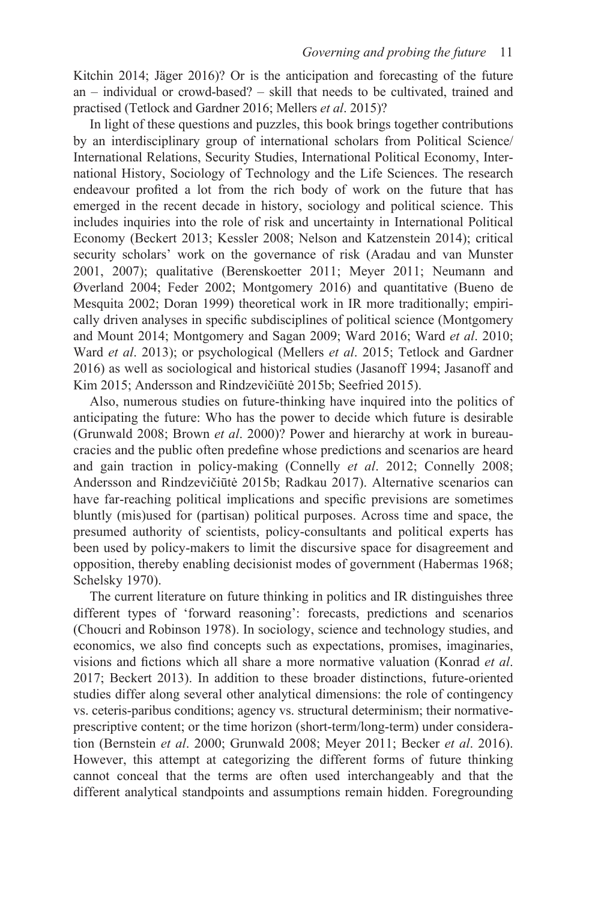Kitchin 2014; Jäger 2016)? Or is the anticipation and forecasting of the future an – individual or crowd-based? – skill that needs to be cultivated, trained and practised (Tetlock and Gardner 2016; Mellers *et al*. 2015)?

In light of these questions and puzzles, this book brings together contributions by an interdisciplinary group of international scholars from Political Science/International Relations, Security Studies, International Political Economy, International History, Sociology of Technology and the Life Sciences. The research endeavour profited a lot from the rich body of work on the future that has emerged in the recent decade in history, sociology and political science. This includes inquiries into the role of risk and uncertainty in International Political Economy (Beckert 2013; Kessler 2008; Nelson and Katzenstein 2014); critical security scholars' work on the governance of risk (Aradau and van Munster 2001, 2007); qualitative (Berenskoetter 2011; Meyer 2011; Neumann and Øverland 2004; Feder 2002; Montgomery 2016) and quantitative (Bueno de Mesquita 2002; Doran 1999) theoretical work in IR more traditionally; empirically driven analyses in specific subdisciplines of political science (Montgomery and Mount 2014; Montgomery and Sagan 2009; Ward 2016; Ward *et al*. 2010; Ward *et al*. 2013); or psychological (Mellers *et al*. 2015; Tetlock and Gardner 2016) as well as sociological and historical studies (Jasanoff 1994; Jasanoff and Kim 2015; Andersson and Rindzevičiūtė 2015b; Seefried 2015).

Also, numerous studies on future-thinking have inquired into the politics of anticipating the future: Who has the power to decide which future is desirable (Grunwald 2008; Brown *et al*. 2000)? Power and hierarchy at work in bureaucracies and the public often predefine whose predictions and scenarios are heard and gain traction in policy-making (Connelly *et al*. 2012; Connelly 2008; Andersson and Rindzevičiūtė 2015b; Radkau 2017). Alternative scenarios can have far-reaching political implications and specific previsions are sometimes bluntly (mis)used for (partisan) political purposes. Across time and space, the presumed authority of scientists, policy-consultants and political experts has been used by policy-makers to limit the discursive space for disagreement and opposition, thereby enabling decisionist modes of government (Habermas 1968; Schelsky 1970).

The current literature on future thinking in politics and IR distinguishes three different types of 'forward reasoning': forecasts, predictions and scenarios (Choucri and Robinson 1978). In sociology, science and technology studies, and economics, we also find concepts such as expectations, promises, imaginaries, visions and fictions which all share a more normative valuation (Konrad *et al*. 2017; Beckert 2013). In addition to these broader distinctions, future-oriented studies differ along several other analytical dimensions: the role of contingency vs. ceteris-paribus conditions; agency vs. structural determinism; their normative-prescriptive content; or the time horizon (short-term/long-term) under consideration (Bernstein *et al*. 2000; Grunwald 2008; Meyer 2011; Becker *et al*. 2016). However, this attempt at categorizing the different forms of future thinking cannot conceal that the terms are often used interchangeably and that the different analytical standpoints and assumptions remain hidden. Foregrounding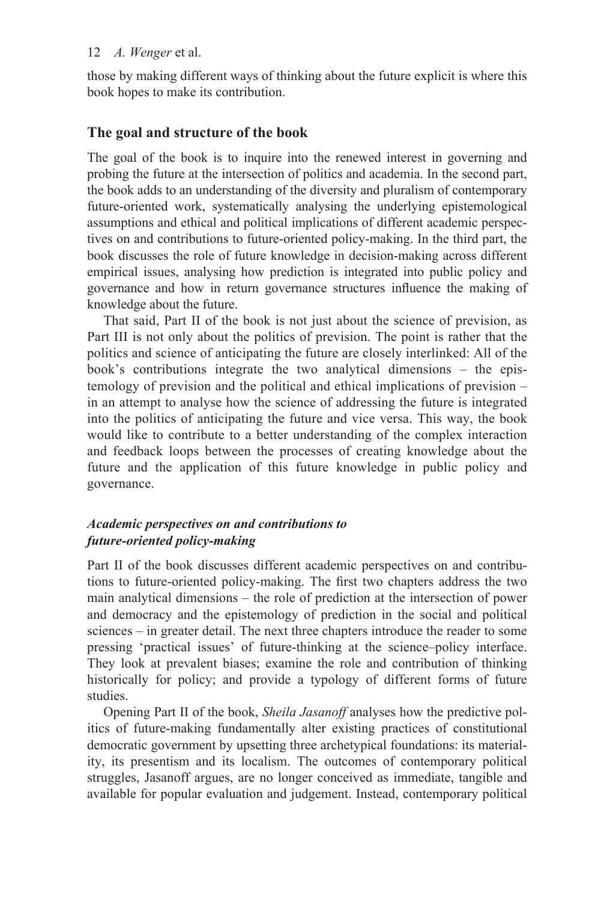those by making different ways of thinking about the future explicit is where this book hopes to make its contribution.

## The goal and structure of the book

The goal of the book is to inquire into the renewed interest in governing and probing the future at the intersection of politics and academia. In the second part, the book adds to an understanding of the diversity and pluralism of contemporary future-oriented work, systematically analysing the underlying epistemological assumptions and ethical and political implications of different academic perspectives on and contributions to future-oriented policy-making. In the third part, the book discusses the role of future knowledge in decision-making across different empirical issues, analysing how prediction is integrated into public policy and governance and how in return governance structures influence the making of knowledge about the future.

That said, Part II of the book is not just about the science of prevision, as Part III is not only about the politics of prevision. The point is rather that the politics and science of anticipating the future are closely interlinked: All of the book's contributions integrate the two analytical dimensions – the epistemology of prevision and the political and ethical implications of prevision – in an attempt to analyse how the science of addressing the future is integrated into the politics of anticipating the future and vice versa. This way, the book would like to contribute to a better understanding of the complex interaction and feedback loops between the processes of creating knowledge about the future and the application of this future knowledge in public policy and governance.

### *Academic perspectives on and contributions to future-oriented policy-making*

Part II of the book discusses different academic perspectives on and contributions to future-oriented policy-making. The first two chapters address the two main analytical dimensions – the role of prediction at the intersection of power and democracy and the epistemology of prediction in the social and political sciences – in greater detail. The next three chapters introduce the reader to some pressing 'practical issues' of future-thinking at the science–policy interface. They look at prevalent biases; examine the role and contribution of thinking historically for policy; and provide a typology of different forms of future studies.

Opening Part II of the book, *Sheila Jasanoff* analyses how the predictive politics of future-making fundamentally alter existing practices of constitutional democratic government by upsetting three archetypical foundations: its materiality, its presentism and its localism. The outcomes of contemporary political struggles, Jasanoff argues, are no longer conceived as immediate, tangible and available for popular evaluation and judgement. Instead, contemporary political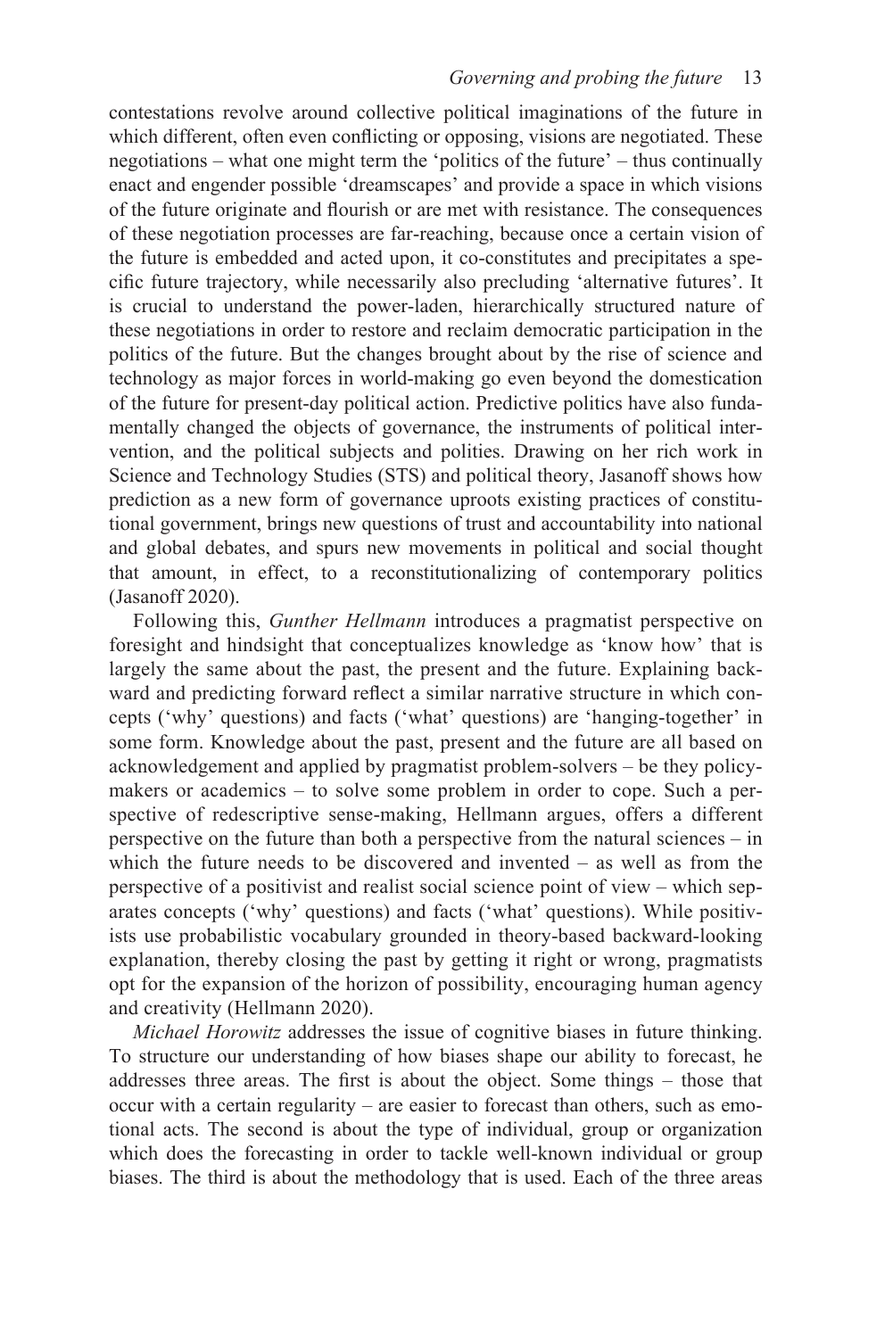contestations revolve around collective political imaginations of the future in which different, often even conflicting or opposing, visions are negotiated. These negotiations – what one might term the 'politics of the future' – thus continually enact and engender possible 'dreamscapes' and provide a space in which visions of the future originate and flourish or are met with resistance. The consequences of these negotiation processes are far-reaching, because once a certain vision of the future is embedded and acted upon, it co-constitutes and precipitates a specific future trajectory, while necessarily also precluding 'alternative futures'. It is crucial to understand the power-laden, hierarchically structured nature of these negotiations in order to restore and reclaim democratic participation in the politics of the future. But the changes brought about by the rise of science and technology as major forces in world-making go even beyond the domestication of the future for present-day political action. Predictive politics have also fundamentally changed the objects of governance, the instruments of political intervention, and the political subjects and polities. Drawing on her rich work in Science and Technology Studies (STS) and political theory, Jasanoff shows how prediction as a new form of governance uproots existing practices of constitutional government, brings new questions of trust and accountability into national and global debates, and spurs new movements in political and social thought that amount, in effect, to a reconstitutionalizing of contemporary politics (Jasanoff 2020).

Following this, *Gunther Hellmann* introduces a pragmatist perspective on foresight and hindsight that conceptualizes knowledge as 'know how' that is largely the same about the past, the present and the future. Explaining backward and predicting forward reflect a similar narrative structure in which concepts ('why' questions) and facts ('what' questions) are 'hanging-together' in some form. Knowledge about the past, present and the future are all based on acknowledgement and applied by pragmatist problem-solvers – be they policymakers or academics – to solve some problem in order to cope. Such a perspective of redescriptive sense-making, Hellmann argues, offers a different perspective on the future than both a perspective from the natural sciences – in which the future needs to be discovered and invented – as well as from the perspective of a positivist and realist social science point of view – which separates concepts ('why' questions) and facts ('what' questions). While positivists use probabilistic vocabulary grounded in theory-based backward-looking explanation, thereby closing the past by getting it right or wrong, pragmatists opt for the expansion of the horizon of possibility, encouraging human agency and creativity (Hellmann 2020).

*Michael Horowitz* addresses the issue of cognitive biases in future thinking. To structure our understanding of how biases shape our ability to forecast, he addresses three areas. The first is about the object. Some things – those that occur with a certain regularity – are easier to forecast than others, such as emotional acts. The second is about the type of individual, group or organization which does the forecasting in order to tackle well-known individual or group biases. The third is about the methodology that is used. Each of the three areas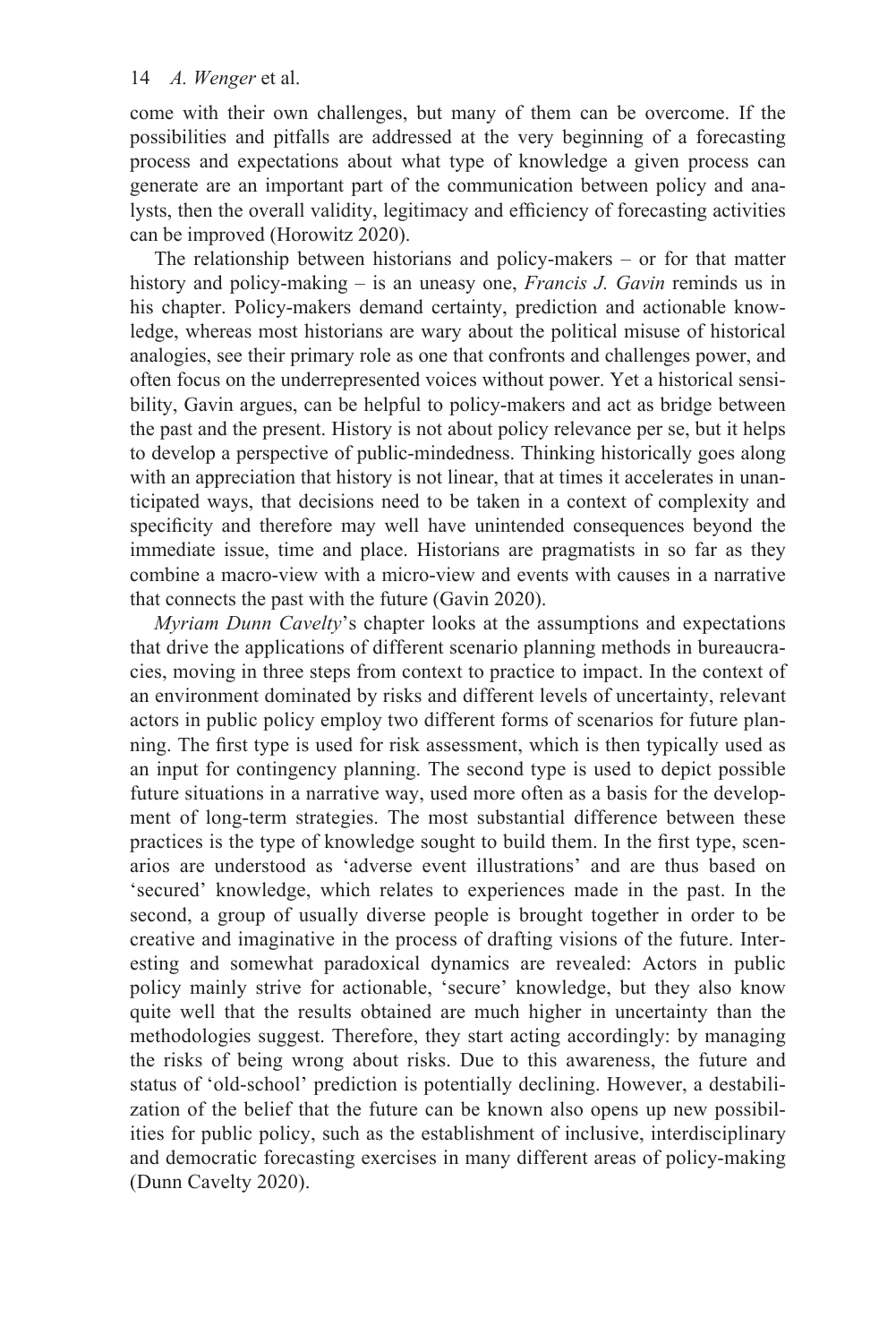come with their own challenges, but many of them can be overcome. If the possibilities and pitfalls are addressed at the very beginning of a forecasting process and expectations about what type of knowledge a given process can generate are an important part of the communication between policy and analysts, then the overall validity, legitimacy and efficiency of forecasting activities can be improved (Horowitz 2020).

The relationship between historians and policy-makers – or for that matter history and policy-making – is an uneasy one, *Francis J. Gavin* reminds us in his chapter. Policy-makers demand certainty, prediction and actionable knowledge, whereas most historians are wary about the political misuse of historical analogies, see their primary role as one that confronts and challenges power, and often focus on the underrepresented voices without power. Yet a historical sensibility, Gavin argues, can be helpful to policy-makers and act as bridge between the past and the present. History is not about policy relevance per se, but it helps to develop a perspective of public-mindedness. Thinking historically goes along with an appreciation that history is not linear, that at times it accelerates in unanticipated ways, that decisions need to be taken in a context of complexity and specificity and therefore may well have unintended consequences beyond the immediate issue, time and place. Historians are pragmatists in so far as they combine a macro-view with a micro-view and events with causes in a narrative that connects the past with the future (Gavin 2020).

*Myriam Dunn Cavelty*'s chapter looks at the assumptions and expectations that drive the applications of different scenario planning methods in bureaucracies, moving in three steps from context to practice to impact. In the context of an environment dominated by risks and different levels of uncertainty, relevant actors in public policy employ two different forms of scenarios for future planning. The first type is used for risk assessment, which is then typically used as an input for contingency planning. The second type is used to depict possible future situations in a narrative way, used more often as a basis for the development of long-term strategies. The most substantial difference between these practices is the type of knowledge sought to build them. In the first type, scenarios are understood as 'adverse event illustrations' and are thus based on 'secured' knowledge, which relates to experiences made in the past. In the second, a group of usually diverse people is brought together in order to be creative and imaginative in the process of drafting visions of the future. Interesting and somewhat paradoxical dynamics are revealed: Actors in public policy mainly strive for actionable, 'secure' knowledge, but they also know quite well that the results obtained are much higher in uncertainty than the methodologies suggest. Therefore, they start acting accordingly: by managing the risks of being wrong about risks. Due to this awareness, the future and status of 'old-school' prediction is potentially declining. However, a destabilization of the belief that the future can be known also opens up new possibilities for public policy, such as the establishment of inclusive, interdisciplinary and democratic forecasting exercises in many different areas of policy-making (Dunn Cavelty 2020).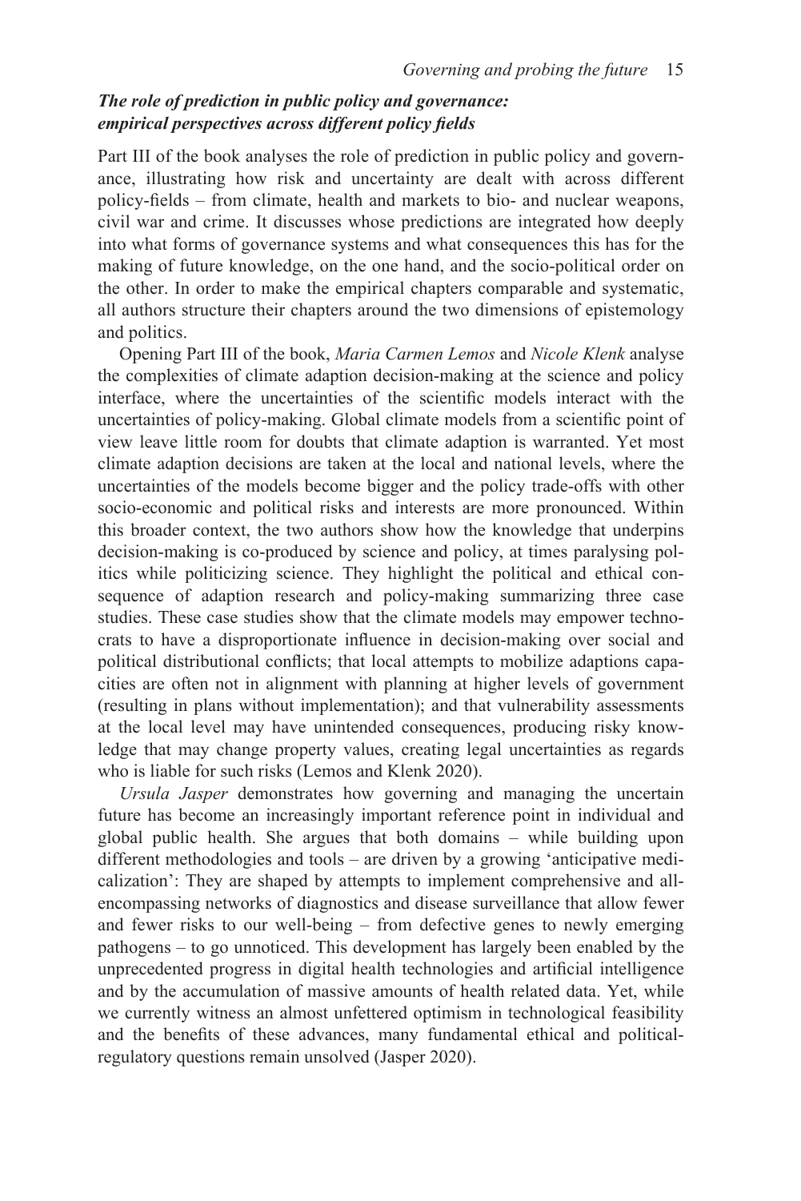### *The role of prediction in public policy and governance: empirical perspectives across different policy fields*

Part III of the book analyses the role of prediction in public policy and governance, illustrating how risk and uncertainty are dealt with across different policy-fields – from climate, health and markets to bio- and nuclear weapons, civil war and crime. It discusses whose predictions are integrated how deeply into what forms of governance systems and what consequences this has for the making of future knowledge, on the one hand, and the socio-political order on the other. In order to make the empirical chapters comparable and systematic, all authors structure their chapters around the two dimensions of epistemology and politics.

Opening Part III of the book, *Maria Carmen Lemos* and *Nicole Klenk* analyse the complexities of climate adaption decision-making at the science and policy interface, where the uncertainties of the scientific models interact with the uncertainties of policy-making. Global climate models from a scientific point of view leave little room for doubts that climate adaption is warranted. Yet most climate adaption decisions are taken at the local and national levels, where the uncertainties of the models become bigger and the policy trade-offs with other socio-economic and political risks and interests are more pronounced. Within this broader context, the two authors show how the knowledge that underpins decision-making is co-produced by science and policy, at times paralysing politics while politicizing science. They highlight the political and ethical consequence of adaption research and policy-making summarizing three case studies. These case studies show that the climate models may empower technocrats to have a disproportionate influence in decision-making over social and political distributional conflicts; that local attempts to mobilize adaptions capacities are often not in alignment with planning at higher levels of government (resulting in plans without implementation); and that vulnerability assessments at the local level may have unintended consequences, producing risky knowledge that may change property values, creating legal uncertainties as regards who is liable for such risks (Lemos and Klenk 2020).

*Ursula Jasper* demonstrates how governing and managing the uncertain future has become an increasingly important reference point in individual and global public health. She argues that both domains – while building upon different methodologies and tools – are driven by a growing 'anticipative medicalization': They are shaped by attempts to implement comprehensive and all-encompassing networks of diagnostics and disease surveillance that allow fewer and fewer risks to our well-being – from defective genes to newly emerging pathogens – to go unnoticed. This development has largely been enabled by the unprecedented progress in digital health technologies and artificial intelligence and by the accumulation of massive amounts of health related data. Yet, while we currently witness an almost unfettered optimism in technological feasibility and the benefits of these advances, many fundamental ethical and political-regulatory questions remain unsolved (Jasper 2020).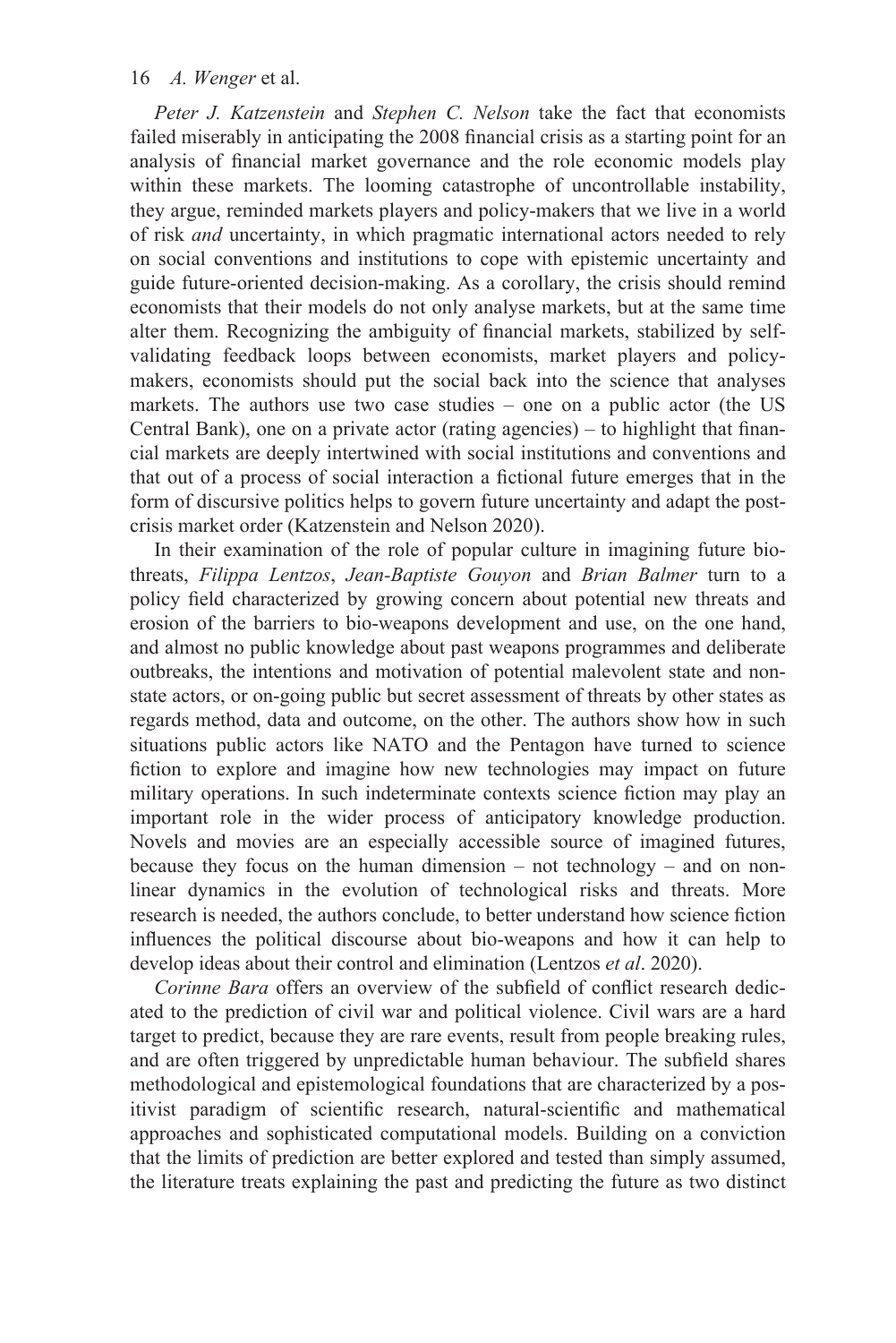*Peter J. Katzenstein* and *Stephen C. Nelson* take the fact that economists failed miserably in anticipating the 2008 financial crisis as a starting point for an analysis of financial market governance and the role economic models play within these markets. The looming catastrophe of uncontrollable instability, they argue, reminded markets players and policy-makers that we live in a world of risk *and* uncertainty, in which pragmatic international actors needed to rely on social conventions and institutions to cope with epistemic uncertainty and guide future-oriented decision-making. As a corollary, the crisis should remind economists that their models do not only analyse markets, but at the same time alter them. Recognizing the ambiguity of financial markets, stabilized by self-validating feedback loops between economists, market players and policy-makers, economists should put the social back into the science that analyses markets. The authors use two case studies – one on a public actor (the US Central Bank), one on a private actor (rating agencies) – to highlight that financial markets are deeply intertwined with social institutions and conventions and that out of a process of social interaction a fictional future emerges that in the form of discursive politics helps to govern future uncertainty and adapt the post-crisis market order (Katzenstein and Nelson 2020).

In their examination of the role of popular culture in imagining future bio-threats, *Filippa Lentzos*, *Jean-Baptiste Gouyon* and *Brian Balmer* turn to a policy field characterized by growing concern about potential new threats and erosion of the barriers to bio-weapons development and use, on the one hand, and almost no public knowledge about past weapons programmes and deliberate outbreaks, the intentions and motivation of potential malevolent state and non-state actors, or on-going public but secret assessment of threats by other states as regards method, data and outcome, on the other. The authors show how in such situations public actors like NATO and the Pentagon have turned to science fiction to explore and imagine how new technologies may impact on future military operations. In such indeterminate contexts science fiction may play an important role in the wider process of anticipatory knowledge production. Novels and movies are an especially accessible source of imagined futures, because they focus on the human dimension – not technology – and on non-linear dynamics in the evolution of technological risks and threats. More research is needed, the authors conclude, to better understand how science fiction influences the political discourse about bio-weapons and how it can help to develop ideas about their control and elimination (Lentzos *et al*. 2020).

*Corinne Bara* offers an overview of the subfield of conflict research dedicated to the prediction of civil war and political violence. Civil wars are a hard target to predict, because they are rare events, result from people breaking rules, and are often triggered by unpredictable human behaviour. The subfield shares methodological and epistemological foundations that are characterized by a positivist paradigm of scientific research, natural-scientific and mathematical approaches and sophisticated computational models. Building on a conviction that the limits of prediction are better explored and tested than simply assumed, the literature treats explaining the past and predicting the future as two distinct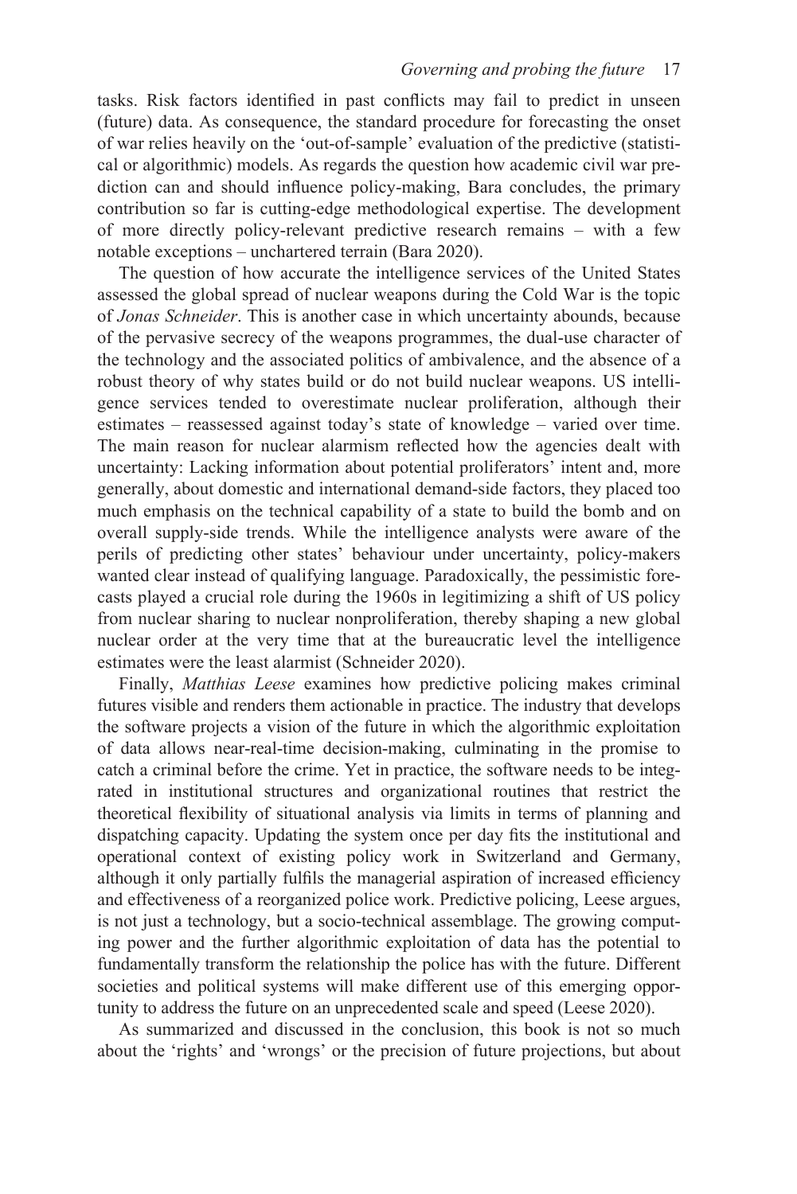tasks. Risk factors identified in past conflicts may fail to predict in unseen (future) data. As consequence, the standard procedure for forecasting the onset of war relies heavily on the 'out-of-sample' evaluation of the predictive (statistical or algorithmic) models. As regards the question how academic civil war prediction can and should influence policy-making, Bara concludes, the primary contribution so far is cutting-edge methodological expertise. The development of more directly policy-relevant predictive research remains – with a few notable exceptions – unchartered terrain (Bara 2020).

The question of how accurate the intelligence services of the United States assessed the global spread of nuclear weapons during the Cold War is the topic of *Jonas Schneider*. This is another case in which uncertainty abounds, because of the pervasive secrecy of the weapons programmes, the dual-use character of the technology and the associated politics of ambivalence, and the absence of a robust theory of why states build or do not build nuclear weapons. US intelligence services tended to overestimate nuclear proliferation, although their estimates – reassessed against today's state of knowledge – varied over time. The main reason for nuclear alarmism reflected how the agencies dealt with uncertainty: Lacking information about potential proliferators' intent and, more generally, about domestic and international demand-side factors, they placed too much emphasis on the technical capability of a state to build the bomb and on overall supply-side trends. While the intelligence analysts were aware of the perils of predicting other states' behaviour under uncertainty, policy-makers wanted clear instead of qualifying language. Paradoxically, the pessimistic forecasts played a crucial role during the 1960s in legitimizing a shift of US policy from nuclear sharing to nuclear nonproliferation, thereby shaping a new global nuclear order at the very time that at the bureaucratic level the intelligence estimates were the least alarmist (Schneider 2020).

Finally, *Matthias Leese* examines how predictive policing makes criminal futures visible and renders them actionable in practice. The industry that develops the software projects a vision of the future in which the algorithmic exploitation of data allows near-real-time decision-making, culminating in the promise to catch a criminal before the crime. Yet in practice, the software needs to be integrated in institutional structures and organizational routines that restrict the theoretical flexibility of situational analysis via limits in terms of planning and dispatching capacity. Updating the system once per day fits the institutional and operational context of existing policy work in Switzerland and Germany, although it only partially fulfils the managerial aspiration of increased efficiency and effectiveness of a reorganized police work. Predictive policing, Leese argues, is not just a technology, but a socio-technical assemblage. The growing computing power and the further algorithmic exploitation of data has the potential to fundamentally transform the relationship the police has with the future. Different societies and political systems will make different use of this emerging opportunity to address the future on an unprecedented scale and speed (Leese 2020).

As summarized and discussed in the conclusion, this book is not so much about the 'rights' and 'wrongs' or the precision of future projections, but about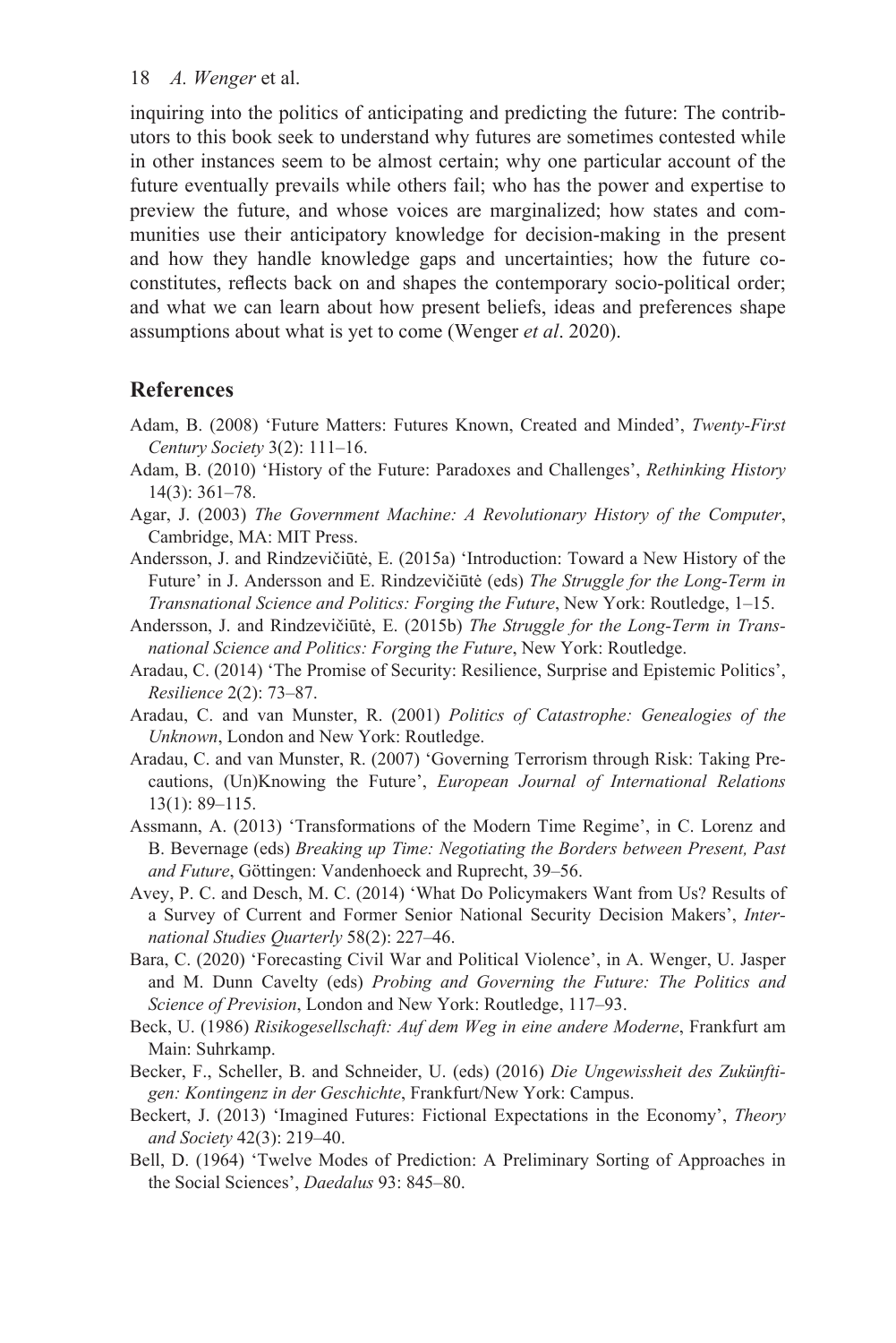inquiring into the politics of anticipating and predicting the future: The contributors to this book seek to understand why futures are sometimes contested while in other instances seem to be almost certain; why one particular account of the future eventually prevails while others fail; who has the power and expertise to preview the future, and whose voices are marginalized; how states and communities use their anticipatory knowledge for decision-making in the present and how they handle knowledge gaps and uncertainties; how the future co-constitutes, reflects back on and shapes the contemporary socio-political order; and what we can learn about how present beliefs, ideas and preferences shape assumptions about what is yet to come (Wenger *et al*. 2020).

## References

Adam, B. (2008) 'Future Matters: Futures Known, Created and Minded', *Twenty-First Century Society* 3(2): 111–16.

Adam, B. (2010) 'History of the Future: Paradoxes and Challenges', *Rethinking History* 14(3): 361–78.

Agar, J. (2003) *The Government Machine: A Revolutionary History of the Computer*, Cambridge, MA: MIT Press.

Andersson, J. and Rindzevičiūtė, E. (2015a) 'Introduction: Toward a New History of the Future' in J. Andersson and E. Rindzevičiūtė (eds) *The Struggle for the Long-Term in Transnational Science and Politics: Forging the Future*, New York: Routledge, 1–15.

Andersson, J. and Rindzevičiūtė, E. (2015b) *The Struggle for the Long-Term in Transnational Science and Politics: Forging the Future*, New York: Routledge.

Aradau, C. (2014) 'The Promise of Security: Resilience, Surprise and Epistemic Politics', *Resilience* 2(2): 73–87.

Aradau, C. and van Munster, R. (2001) *Politics of Catastrophe: Genealogies of the Unknown*, London and New York: Routledge.

Aradau, C. and van Munster, R. (2007) 'Governing Terrorism through Risk: Taking Precautions, (Un)Knowing the Future', *European Journal of International Relations* 13(1): 89–115.

Assmann, A. (2013) 'Transformations of the Modern Time Regime', in C. Lorenz and B. Bevernage (eds) *Breaking up Time: Negotiating the Borders between Present, Past and Future*, Göttingen: Vandenhoeck and Ruprecht, 39–56.

Avey, P. C. and Desch, M. C. (2014) 'What Do Policymakers Want from Us? Results of a Survey of Current and Former Senior National Security Decision Makers', *International Studies Quarterly* 58(2): 227–46.

Bara, C. (2020) 'Forecasting Civil War and Political Violence', in A. Wenger, U. Jasper and M. Dunn Cavelty (eds) *Probing and Governing the Future: The Politics and Science of Prevision*, London and New York: Routledge, 117–93.

Beck, U. (1986) *Risikogesellschaft: Auf dem Weg in eine andere Moderne*, Frankfurt am Main: Suhrkamp.

Becker, F., Scheller, B. and Schneider, U. (eds) (2016) *Die Ungewissheit des Zukünftigen: Kontingenz in der Geschichte*, Frankfurt/New York: Campus.

Beckert, J. (2013) 'Imagined Futures: Fictional Expectations in the Economy', *Theory and Society* 42(3): 219–40.

Bell, D. (1964) 'Twelve Modes of Prediction: A Preliminary Sorting of Approaches in the Social Sciences', *Daedalus* 93: 845–80.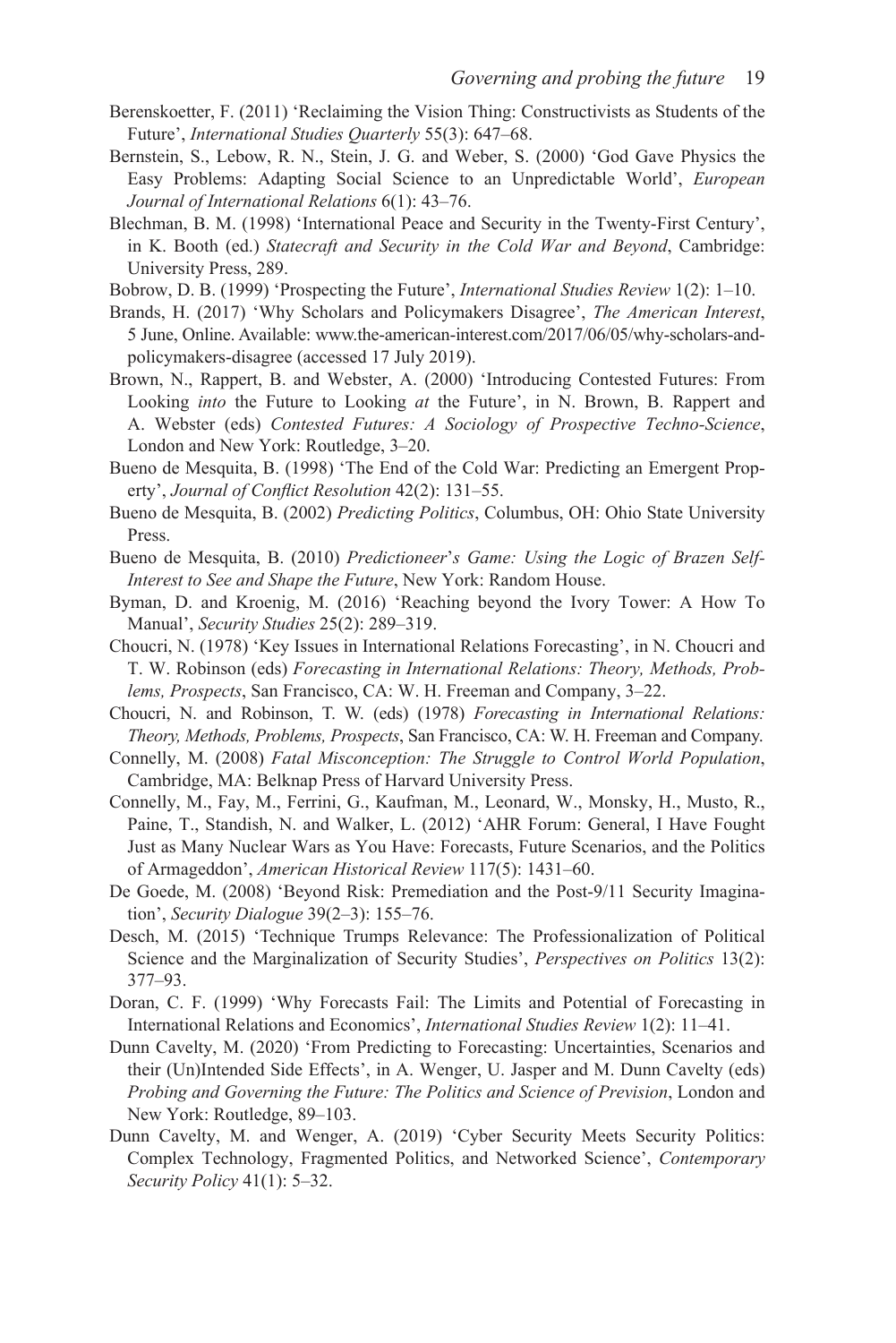Berenskoetter, F. (2011) 'Reclaiming the Vision Thing: Constructivists as Students of the Future', *International Studies Quarterly* 55(3): 647–68.

Bernstein, S., Lebow, R. N., Stein, J. G. and Weber, S. (2000) 'God Gave Physics the Easy Problems: Adapting Social Science to an Unpredictable World', *European Journal of International Relations* 6(1): 43–76.

Blechman, B. M. (1998) 'International Peace and Security in the Twenty-First Century', in K. Booth (ed.) *Statecraft and Security in the Cold War and Beyond*, Cambridge: University Press, 289.

Bobrow, D. B. (1999) 'Prospecting the Future', *International Studies Review* 1(2): 1–10.

Brands, H. (2017) 'Why Scholars and Policymakers Disagree', *The American Interest*, 5 June, Online. Available: www.the-american-interest.com/2017/06/05/why-scholars-and-policymakers-disagree (accessed 17 July 2019).

Brown, N., Rappert, B. and Webster, A. (2000) 'Introducing Contested Futures: From Looking *into* the Future to Looking *at* the Future', in N. Brown, B. Rappert and A. Webster (eds) *Contested Futures: A Sociology of Prospective Techno-Science*, London and New York: Routledge, 3–20.

Bueno de Mesquita, B. (1998) 'The End of the Cold War: Predicting an Emergent Property', *Journal of Conflict Resolution* 42(2): 131–55.

Bueno de Mesquita, B. (2002) *Predicting Politics*, Columbus, OH: Ohio State University Press.

Bueno de Mesquita, B. (2010) *Predictioneer's Game: Using the Logic of Brazen Self-Interest to See and Shape the Future*, New York: Random House.

Byman, D. and Kroenig, M. (2016) 'Reaching beyond the Ivory Tower: A How To Manual', *Security Studies* 25(2): 289–319.

Choucri, N. (1978) 'Key Issues in International Relations Forecasting', in N. Choucri and T. W. Robinson (eds) *Forecasting in International Relations: Theory, Methods, Problems, Prospects*, San Francisco, CA: W. H. Freeman and Company, 3–22.

Choucri, N. and Robinson, T. W. (eds) (1978) *Forecasting in International Relations: Theory, Methods, Problems, Prospects*, San Francisco, CA: W. H. Freeman and Company.

Connelly, M. (2008) *Fatal Misconception: The Struggle to Control World Population*, Cambridge, MA: Belknap Press of Harvard University Press.

Connelly, M., Fay, M., Ferrini, G., Kaufman, M., Leonard, W., Monsky, H., Musto, R., Paine, T., Standish, N. and Walker, L. (2012) 'AHR Forum: General, I Have Fought Just as Many Nuclear Wars as You Have: Forecasts, Future Scenarios, and the Politics of Armageddon', *American Historical Review* 117(5): 1431–60.

De Goede, M. (2008) 'Beyond Risk: Premediation and the Post-9/11 Security Imagination', *Security Dialogue* 39(2–3): 155–76.

Desch, M. (2015) 'Technique Trumps Relevance: The Professionalization of Political Science and the Marginalization of Security Studies', *Perspectives on Politics* 13(2): 377–93.

Doran, C. F. (1999) 'Why Forecasts Fail: The Limits and Potential of Forecasting in International Relations and Economics', *International Studies Review* 1(2): 11–41.

Dunn Cavelty, M. (2020) 'From Predicting to Forecasting: Uncertainties, Scenarios and their (Un)Intended Side Effects', in A. Wenger, U. Jasper and M. Dunn Cavelty (eds) *Probing and Governing the Future: The Politics and Science of Prevision*, London and New York: Routledge, 89–103.

Dunn Cavelty, M. and Wenger, A. (2019) 'Cyber Security Meets Security Politics: Complex Technology, Fragmented Politics, and Networked Science', *Contemporary Security Policy* 41(1): 5–32.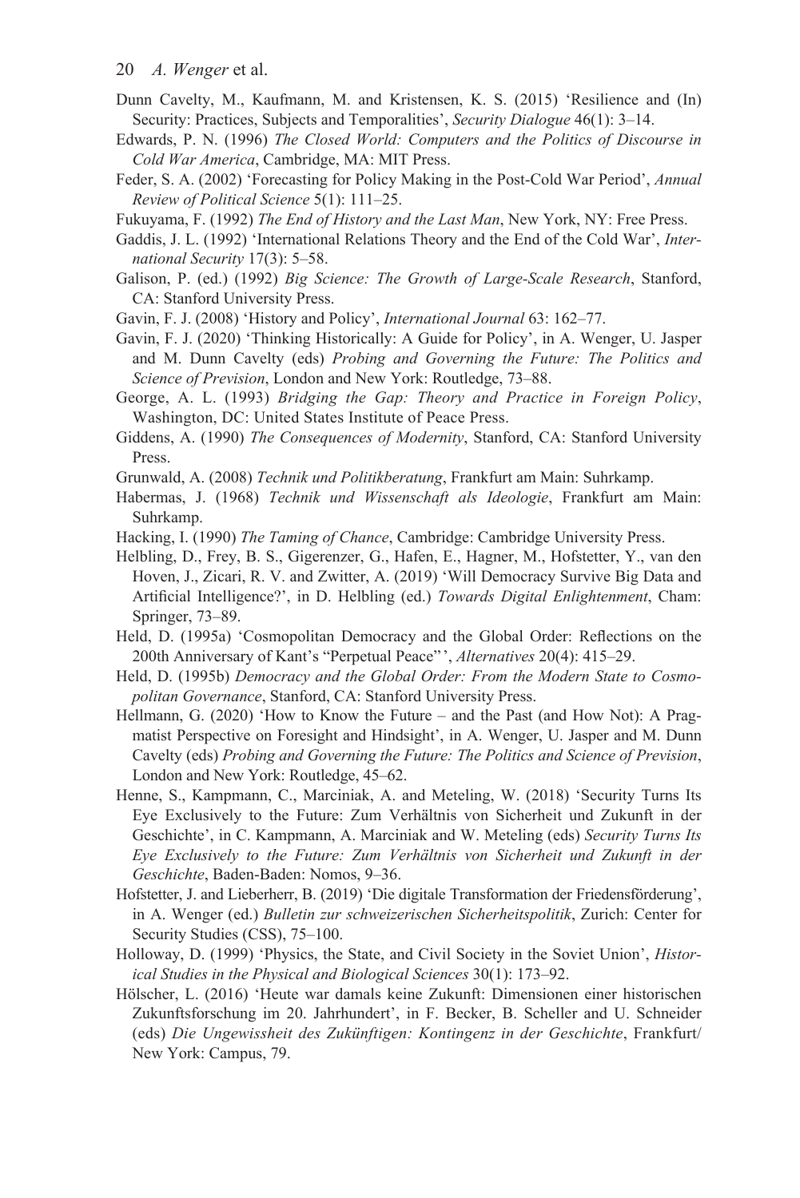Dunn Cavelty, M., Kaufmann, M. and Kristensen, K. S. (2015) 'Resilience and (In) Security: Practices, Subjects and Temporalities', *Security Dialogue* 46(1): 3–14.

Edwards, P. N. (1996) *The Closed World: Computers and the Politics of Discourse in Cold War America*, Cambridge, MA: MIT Press.

Feder, S. A. (2002) 'Forecasting for Policy Making in the Post-Cold War Period', *Annual Review of Political Science* 5(1): 111–25.

Fukuyama, F. (1992) *The End of History and the Last Man*, New York, NY: Free Press.

Gaddis, J. L. (1992) 'International Relations Theory and the End of the Cold War', *International Security* 17(3): 5–58.

Galison, P. (ed.) (1992) *Big Science: The Growth of Large-Scale Research*, Stanford, CA: Stanford University Press.

Gavin, F. J. (2008) 'History and Policy', *International Journal* 63: 162–77.

Gavin, F. J. (2020) 'Thinking Historically: A Guide for Policy', in A. Wenger, U. Jasper and M. Dunn Cavelty (eds) *Probing and Governing the Future: The Politics and Science of Prevision*, London and New York: Routledge, 73–88.

George, A. L. (1993) *Bridging the Gap: Theory and Practice in Foreign Policy*, Washington, DC: United States Institute of Peace Press.

Giddens, A. (1990) *The Consequences of Modernity*, Stanford, CA: Stanford University Press.

Grunwald, A. (2008) *Technik und Politikberatung*, Frankfurt am Main: Suhrkamp.

Habermas, J. (1968) *Technik und Wissenschaft als Ideologie*, Frankfurt am Main: Suhrkamp.

Hacking, I. (1990) *The Taming of Chance*, Cambridge: Cambridge University Press.

Helbling, D., Frey, B. S., Gigerenzer, G., Hafen, E., Hagner, M., Hofstetter, Y., van den Hoven, J., Zicari, R. V. and Zwitter, A. (2019) 'Will Democracy Survive Big Data and Artificial Intelligence?', in D. Helbling (ed.) *Towards Digital Enlightenment*, Cham: Springer, 73–89.

Held, D. (1995a) 'Cosmopolitan Democracy and the Global Order: Reflections on the 200th Anniversary of Kant's "Perpetual Peace"', *Alternatives* 20(4): 415–29.

Held, D. (1995b) *Democracy and the Global Order: From the Modern State to Cosmopolitan Governance*, Stanford, CA: Stanford University Press.

Hellmann, G. (2020) 'How to Know the Future – and the Past (and How Not): A Pragmatist Perspective on Foresight and Hindsight', in A. Wenger, U. Jasper and M. Dunn Cavelty (eds) *Probing and Governing the Future: The Politics and Science of Prevision*, London and New York: Routledge, 45–62.

Henne, S., Kampmann, C., Marciniak, A. and Meteling, W. (2018) 'Security Turns Its Eye Exclusively to the Future: Zum Verhältnis von Sicherheit und Zukunft in der Geschichte', in C. Kampmann, A. Marciniak and W. Meteling (eds) *Security Turns Its Eye Exclusively to the Future: Zum Verhältnis von Sicherheit und Zukunft in der Geschichte*, Baden-Baden: Nomos, 9–36.

Hofstetter, J. and Lieberherr, B. (2019) 'Die digitale Transformation der Friedensförderung', in A. Wenger (ed.) *Bulletin zur schweizerischen Sicherheitspolitik*, Zurich: Center for Security Studies (CSS), 75–100.

Holloway, D. (1999) 'Physics, the State, and Civil Society in the Soviet Union', *Historical Studies in the Physical and Biological Sciences* 30(1): 173–92.

Hölscher, L. (2016) 'Heute war damals keine Zukunft: Dimensionen einer historischen Zukunftsforschung im 20. Jahrhundert', in F. Becker, B. Scheller and U. Schneider (eds) *Die Ungewissheit des Zukünftigen: Kontingenz in der Geschichte*, Frankfurt/New York: Campus, 79.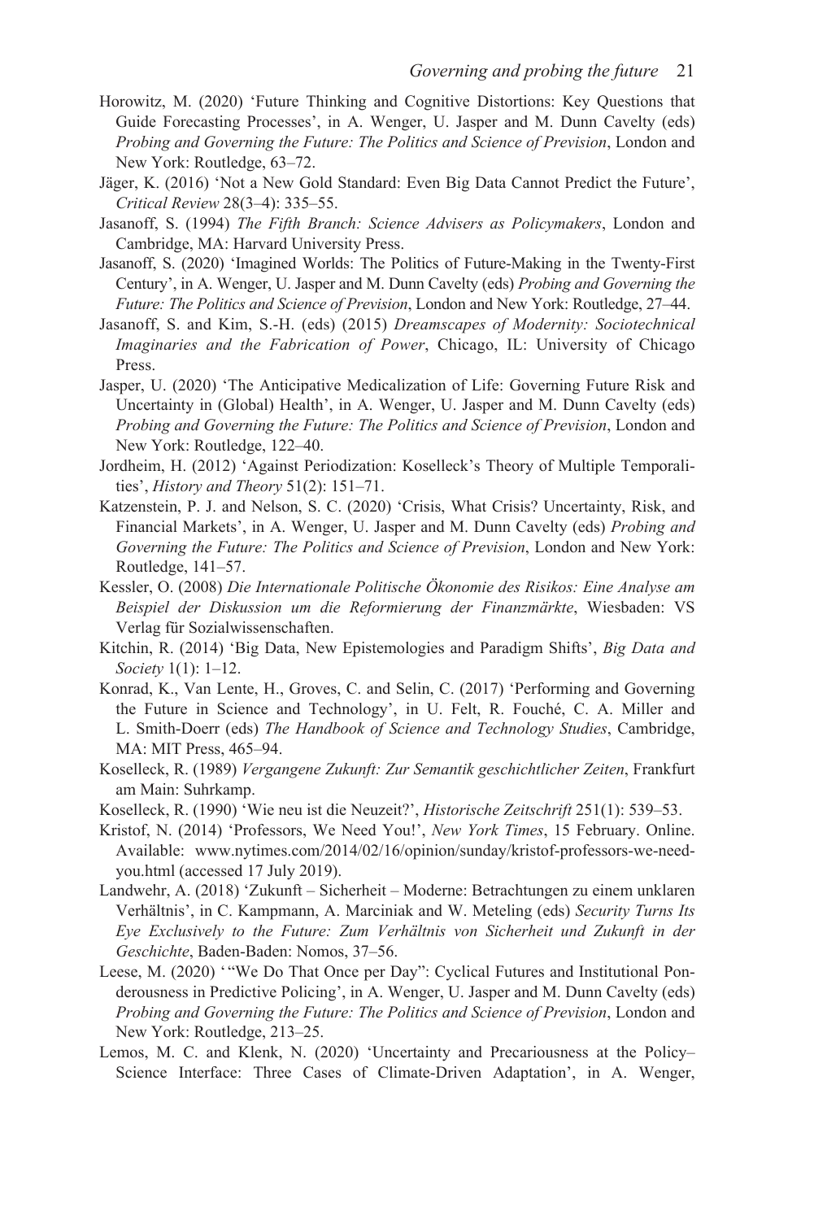Horowitz, M. (2020) 'Future Thinking and Cognitive Distortions: Key Questions that Guide Forecasting Processes', in A. Wenger, U. Jasper and M. Dunn Cavelty (eds) *Probing and Governing the Future: The Politics and Science of Prevision*, London and New York: Routledge, 63–72.

Jäger, K. (2016) 'Not a New Gold Standard: Even Big Data Cannot Predict the Future', *Critical Review* 28(3–4): 335–55.

Jasanoff, S. (1994) *The Fifth Branch: Science Advisers as Policymakers*, London and Cambridge, MA: Harvard University Press.

Jasanoff, S. (2020) 'Imagined Worlds: The Politics of Future-Making in the Twenty-First Century', in A. Wenger, U. Jasper and M. Dunn Cavelty (eds) *Probing and Governing the Future: The Politics and Science of Prevision*, London and New York: Routledge, 27–44.

Jasanoff, S. and Kim, S.-H. (eds) (2015) *Dreamscapes of Modernity: Sociotechnical Imaginaries and the Fabrication of Power*, Chicago, IL: University of Chicago Press.

Jasper, U. (2020) 'The Anticipative Medicalization of Life: Governing Future Risk and Uncertainty in (Global) Health', in A. Wenger, U. Jasper and M. Dunn Cavelty (eds) *Probing and Governing the Future: The Politics and Science of Prevision*, London and New York: Routledge, 122–40.

Jordheim, H. (2012) 'Against Periodization: Koselleck's Theory of Multiple Temporalities', *History and Theory* 51(2): 151–71.

Katzenstein, P. J. and Nelson, S. C. (2020) 'Crisis, What Crisis? Uncertainty, Risk, and Financial Markets', in A. Wenger, U. Jasper and M. Dunn Cavelty (eds) *Probing and Governing the Future: The Politics and Science of Prevision*, London and New York: Routledge, 141–57.

Kessler, O. (2008) *Die Internationale Politische Ökonomie des Risikos: Eine Analyse am Beispiel der Diskussion um die Reformierung der Finanzmärkte*, Wiesbaden: VS Verlag für Sozialwissenschaften.

Kitchin, R. (2014) 'Big Data, New Epistemologies and Paradigm Shifts', *Big Data and Society* 1(1): 1–12.

Konrad, K., Van Lente, H., Groves, C. and Selin, C. (2017) 'Performing and Governing the Future in Science and Technology', in U. Felt, R. Fouché, C. A. Miller and L. Smith-Doerr (eds) *The Handbook of Science and Technology Studies*, Cambridge, MA: MIT Press, 465–94.

Koselleck, R. (1989) *Vergangene Zukunft: Zur Semantik geschichtlicher Zeiten*, Frankfurt am Main: Suhrkamp.

Koselleck, R. (1990) 'Wie neu ist die Neuzeit?', *Historische Zeitschrift* 251(1): 539–53.

Kristof, N. (2014) 'Professors, We Need You!', *New York Times*, 15 February. Online. Available: www.nytimes.com/2014/02/16/opinion/sunday/kristof-professors-we-need-you.html (accessed 17 July 2019).

Landwehr, A. (2018) 'Zukunft – Sicherheit – Moderne: Betrachtungen zu einem unklaren Verhältnis', in C. Kampmann, A. Marciniak and W. Meteling (eds) *Security Turns Its Eye Exclusively to the Future: Zum Verhältnis von Sicherheit und Zukunft in der Geschichte*, Baden-Baden: Nomos, 37–56.

Leese, M. (2020) '"We Do That Once per Day": Cyclical Futures and Institutional Ponderousness in Predictive Policing', in A. Wenger, U. Jasper and M. Dunn Cavelty (eds) *Probing and Governing the Future: The Politics and Science of Prevision*, London and New York: Routledge, 213–25.

Lemos, M. C. and Klenk, N. (2020) 'Uncertainty and Precariousness at the Policy–Science Interface: Three Cases of Climate-Driven Adaptation', in A. Wenger,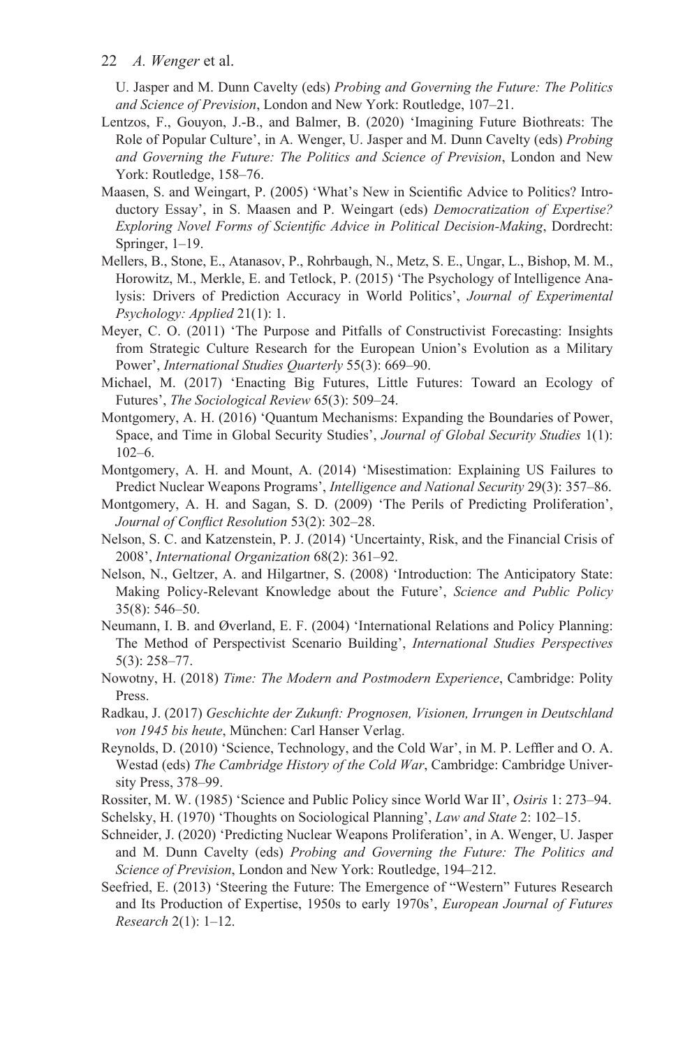U. Jasper and M. Dunn Cavelty (eds) *Probing and Governing the Future: The Politics and Science of Prevision*, London and New York: Routledge, 107–21.

Lentzos, F., Gouyon, J.-B., and Balmer, B. (2020) 'Imagining Future Biothreats: The Role of Popular Culture', in A. Wenger, U. Jasper and M. Dunn Cavelty (eds) *Probing and Governing the Future: The Politics and Science of Prevision*, London and New York: Routledge, 158–76.

Maasen, S. and Weingart, P. (2005) 'What's New in Scientific Advice to Politics? Introductory Essay', in S. Maasen and P. Weingart (eds) *Democratization of Expertise? Exploring Novel Forms of Scientific Advice in Political Decision-Making*, Dordrecht: Springer, 1–19.

Mellers, B., Stone, E., Atanasov, P., Rohrbaugh, N., Metz, S. E., Ungar, L., Bishop, M. M., Horowitz, M., Merkle, E. and Tetlock, P. (2015) 'The Psychology of Intelligence Analysis: Drivers of Prediction Accuracy in World Politics', *Journal of Experimental Psychology: Applied* 21(1): 1.

Meyer, C. O. (2011) 'The Purpose and Pitfalls of Constructivist Forecasting: Insights from Strategic Culture Research for the European Union's Evolution as a Military Power', *International Studies Quarterly* 55(3): 669–90.

Michael, M. (2017) 'Enacting Big Futures, Little Futures: Toward an Ecology of Futures', *The Sociological Review* 65(3): 509–24.

Montgomery, A. H. (2016) 'Quantum Mechanisms: Expanding the Boundaries of Power, Space, and Time in Global Security Studies', *Journal of Global Security Studies* 1(1): 102–6.

Montgomery, A. H. and Mount, A. (2014) 'Misestimation: Explaining US Failures to Predict Nuclear Weapons Programs', *Intelligence and National Security* 29(3): 357–86.

Montgomery, A. H. and Sagan, S. D. (2009) 'The Perils of Predicting Proliferation', *Journal of Conflict Resolution* 53(2): 302–28.

Nelson, S. C. and Katzenstein, P. J. (2014) 'Uncertainty, Risk, and the Financial Crisis of 2008', *International Organization* 68(2): 361–92.

Nelson, N., Geltzer, A. and Hilgartner, S. (2008) 'Introduction: The Anticipatory State: Making Policy-Relevant Knowledge about the Future', *Science and Public Policy* 35(8): 546–50.

Neumann, I. B. and Øverland, E. F. (2004) 'International Relations and Policy Planning: The Method of Perspectivist Scenario Building', *International Studies Perspectives* 5(3): 258–77.

Nowotny, H. (2018) *Time: The Modern and Postmodern Experience*, Cambridge: Polity Press.

Radkau, J. (2017) *Geschichte der Zukunft: Prognosen, Visionen, Irrungen in Deutschland von 1945 bis heute*, München: Carl Hanser Verlag.

Reynolds, D. (2010) 'Science, Technology, and the Cold War', in M. P. Leffler and O. A. Westad (eds) *The Cambridge History of the Cold War*, Cambridge: Cambridge University Press, 378–99.

Rossiter, M. W. (1985) 'Science and Public Policy since World War II', *Osiris* 1: 273–94.

Schelsky, H. (1970) 'Thoughts on Sociological Planning', *Law and State* 2: 102–15.

Schneider, J. (2020) 'Predicting Nuclear Weapons Proliferation', in A. Wenger, U. Jasper and M. Dunn Cavelty (eds) *Probing and Governing the Future: The Politics and Science of Prevision*, London and New York: Routledge, 194–212.

Seefried, E. (2013) 'Steering the Future: The Emergence of "Western" Futures Research and Its Production of Expertise, 1950s to early 1970s', *European Journal of Futures Research* 2(1): 1–12.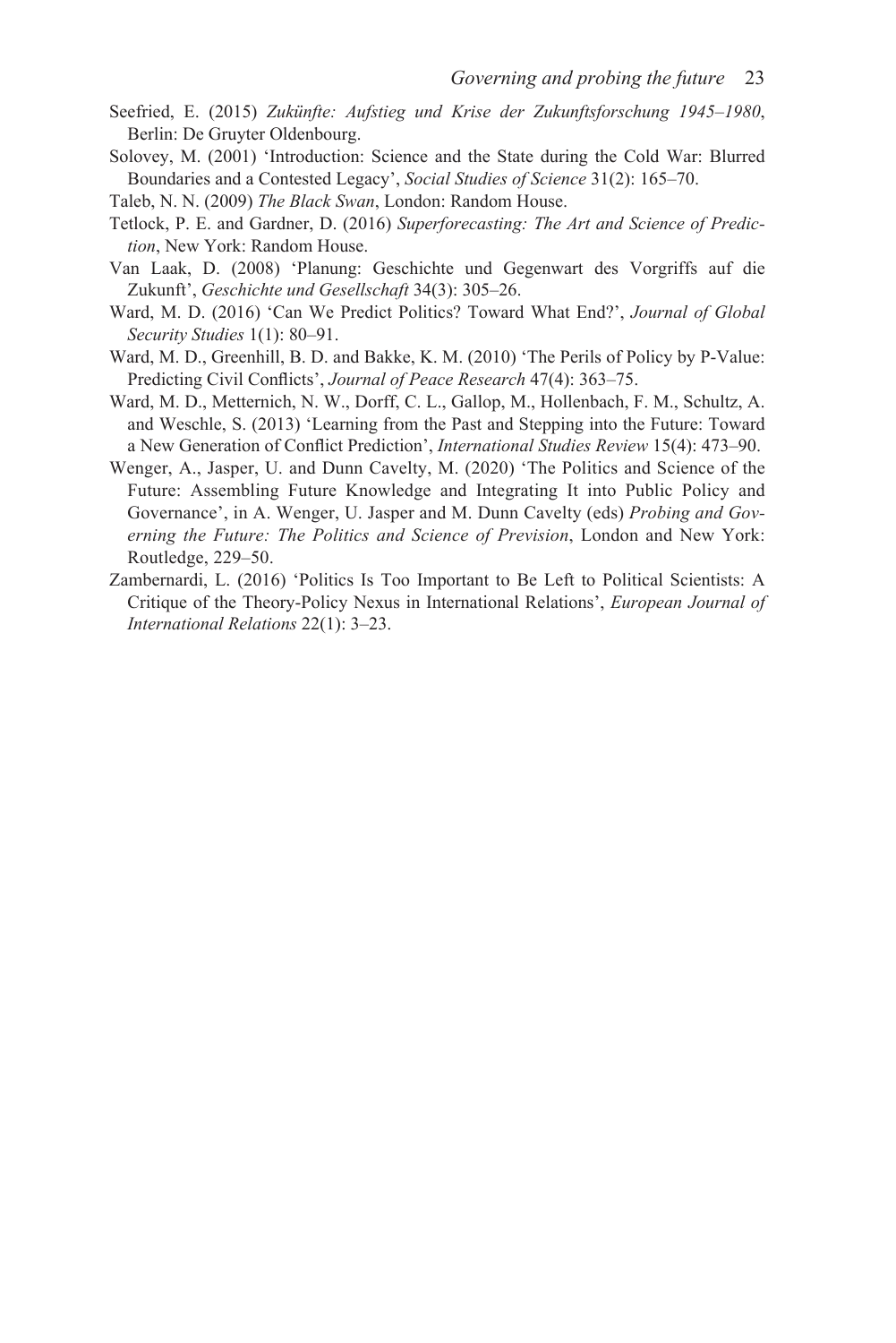Seefried, E. (2015) *Zukünfte: Aufstieg und Krise der Zukunftsforschung 1945–1980*, Berlin: De Gruyter Oldenbourg.

Solovey, M. (2001) 'Introduction: Science and the State during the Cold War: Blurred Boundaries and a Contested Legacy', *Social Studies of Science* 31(2): 165–70.

Taleb, N. N. (2009) *The Black Swan*, London: Random House.

Tetlock, P. E. and Gardner, D. (2016) *Superforecasting: The Art and Science of Prediction*, New York: Random House.

Van Laak, D. (2008) 'Planung: Geschichte und Gegenwart des Vorgriffs auf die Zukunft', *Geschichte und Gesellschaft* 34(3): 305–26.

Ward, M. D. (2016) 'Can We Predict Politics? Toward What End?', *Journal of Global Security Studies* 1(1): 80–91.

Ward, M. D., Greenhill, B. D. and Bakke, K. M. (2010) 'The Perils of Policy by P-Value: Predicting Civil Conflicts', *Journal of Peace Research* 47(4): 363–75.

Ward, M. D., Metternich, N. W., Dorff, C. L., Gallop, M., Hollenbach, F. M., Schultz, A. and Weschle, S. (2013) 'Learning from the Past and Stepping into the Future: Toward a New Generation of Conflict Prediction', *International Studies Review* 15(4): 473–90.

Wenger, A., Jasper, U. and Dunn Cavelty, M. (2020) 'The Politics and Science of the Future: Assembling Future Knowledge and Integrating It into Public Policy and Governance', in A. Wenger, U. Jasper and M. Dunn Cavelty (eds) *Probing and Governing the Future: The Politics and Science of Prevision*, London and New York: Routledge, 229–50.

Zambernardi, L. (2016) 'Politics Is Too Important to Be Left to Political Scientists: A Critique of the Theory-Policy Nexus in International Relations', *European Journal of International Relations* 22(1): 3–23.